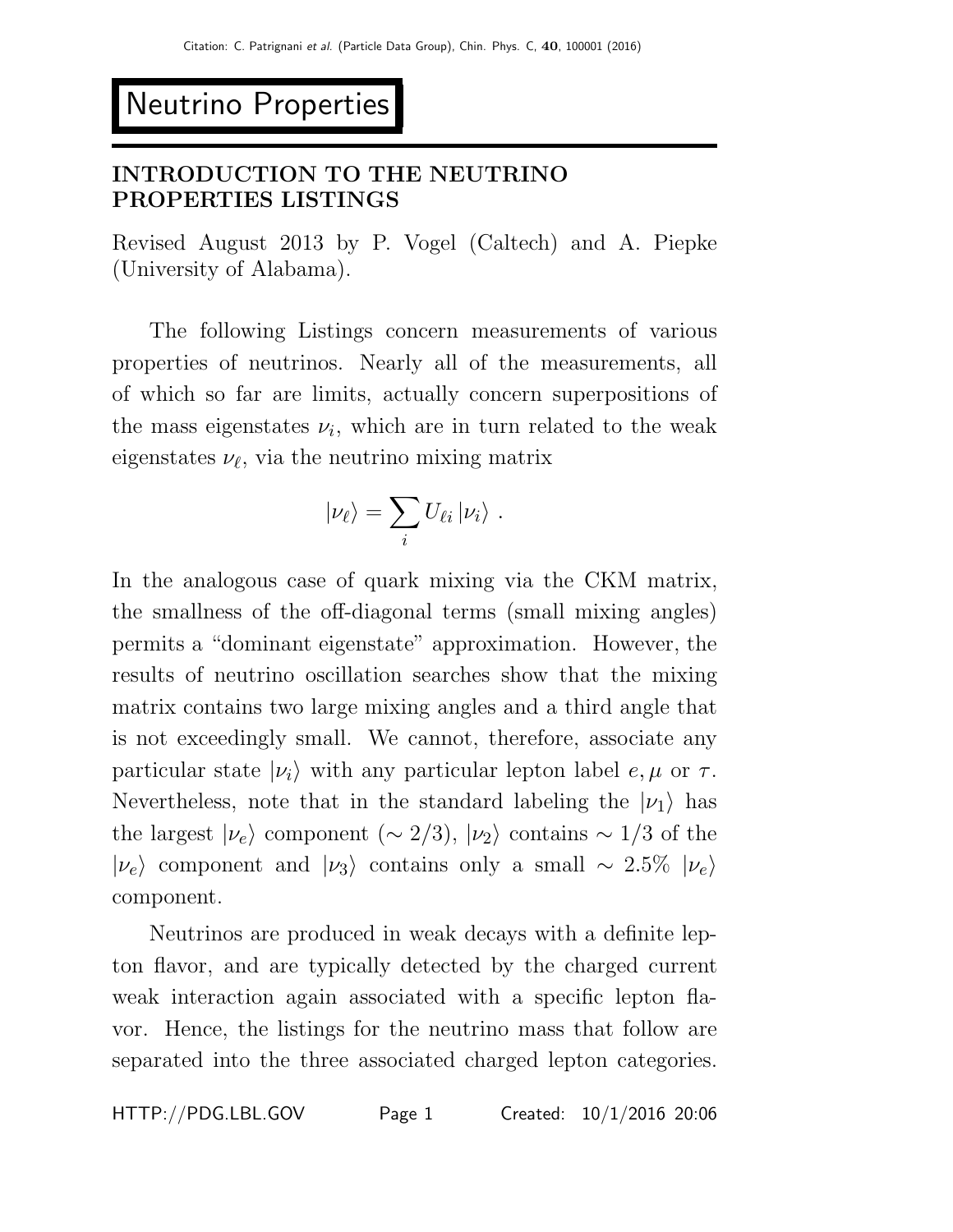# Neutrino Properties

## INTRODUCTION TO THE NEUTRINO PROPERTIES LISTINGS

Revised August 2013 by P. Vogel (Caltech) and A. Piepke (University of Alabama).

The following Listings concern measurements of various properties of neutrinos. Nearly all of the measurements, all of which so far are limits, actually concern superpositions of the mass eigenstates $\nu_i$, which are in turn related to the weak eigenstates $\nu_\ell$, via the neutrino mixing matrix

$$|\nu_\ell\rangle = \sum_i U_{\ell i} \, |\nu_i\rangle \ .$$

In the analogous case of quark mixing via the CKM matrix, the smallness of the off-diagonal terms (small mixing angles) permits a "dominant eigenstate" approximation. However, the results of neutrino oscillation searches show that the mixing matrix contains two large mixing angles and a third angle that is not exceedingly small. We cannot, therefore, associate any particular state $|\nu_i\rangle$ with any particular lepton label $e, \mu$ or $\tau$. Nevertheless, note that in the standard labeling the $|\nu_1\rangle$ has the largest $|\nu_e\rangle$ component ($\sim 2/3$), $|\nu_2\rangle$ contains $\sim 1/3$ of the $|\nu_e\rangle$ component and $|\nu_3\rangle$ contains only a small $\sim 2.5\%$ $|\nu_e\rangle$ component.

Neutrinos are produced in weak decays with a definite lepton flavor, and are typically detected by the charged current weak interaction again associated with a specific lepton flavor. Hence, the listings for the neutrino mass that follow are separated into the three associated charged lepton categories.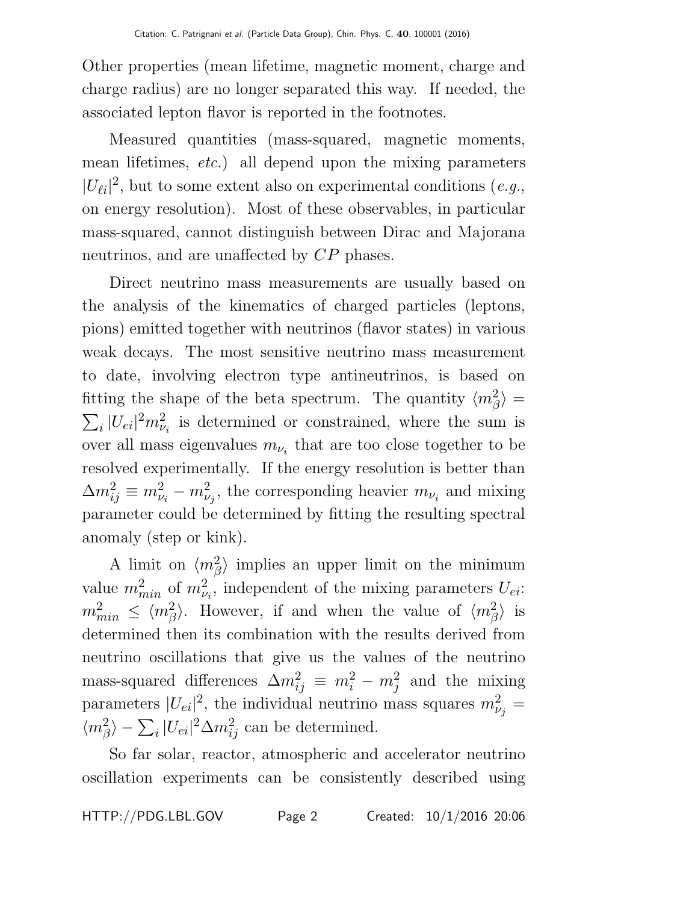Other properties (mean lifetime, magnetic moment, charge and charge radius) are no longer separated this way. If needed, the associated lepton flavor is reported in the footnotes.

Measured quantities (mass-squared, magnetic moments, mean lifetimes, *etc.*) all depend upon the mixing parameters $|U_{\ell i}|^2$, but to some extent also on experimental conditions (*e.g.*, on energy resolution). Most of these observables, in particular mass-squared, cannot distinguish between Dirac and Majorana neutrinos, and are unaffected by $CP$ phases.

Direct neutrino mass measurements are usually based on the analysis of the kinematics of charged particles (leptons, pions) emitted together with neutrinos (flavor states) in various weak decays. The most sensitive neutrino mass measurement to date, involving electron type antineutrinos, is based on fitting the shape of the beta spectrum. The quantity $\langle m_\beta^2 \rangle = \sum_i |U_{ei}|^2 m_{\nu_i}^2$ is determined or constrained, where the sum is over all mass eigenvalues $m_{\nu_i}$ that are too close together to be resolved experimentally. If the energy resolution is better than $\Delta m_{ij}^2 \equiv m_{\nu_i}^2 - m_{\nu_j}^2$, the corresponding heavier $m_{\nu_i}$ and mixing parameter could be determined by fitting the resulting spectral anomaly (step or kink).

A limit on $\langle m_\beta^2 \rangle$ implies an upper limit on the minimum value $m_{min}^2$ of $m_{\nu_i}^2$, independent of the mixing parameters $U_{ei}$: $m_{min}^2 \leq \langle m_\beta^2 \rangle$. However, if and when the value of $\langle m_\beta^2 \rangle$ is determined then its combination with the results derived from neutrino oscillations that give us the values of the neutrino mass-squared differences $\Delta m_{ij}^2 \equiv m_i^2 - m_j^2$ and the mixing parameters $|U_{ei}|^2$, the individual neutrino mass squares $m_{\nu_j}^2 = \langle m_\beta^2 \rangle - \sum_i |U_{ei}|^2 \Delta m_{ij}^2$ can be determined.

So far solar, reactor, atmospheric and accelerator neutrino oscillation experiments can be consistently described using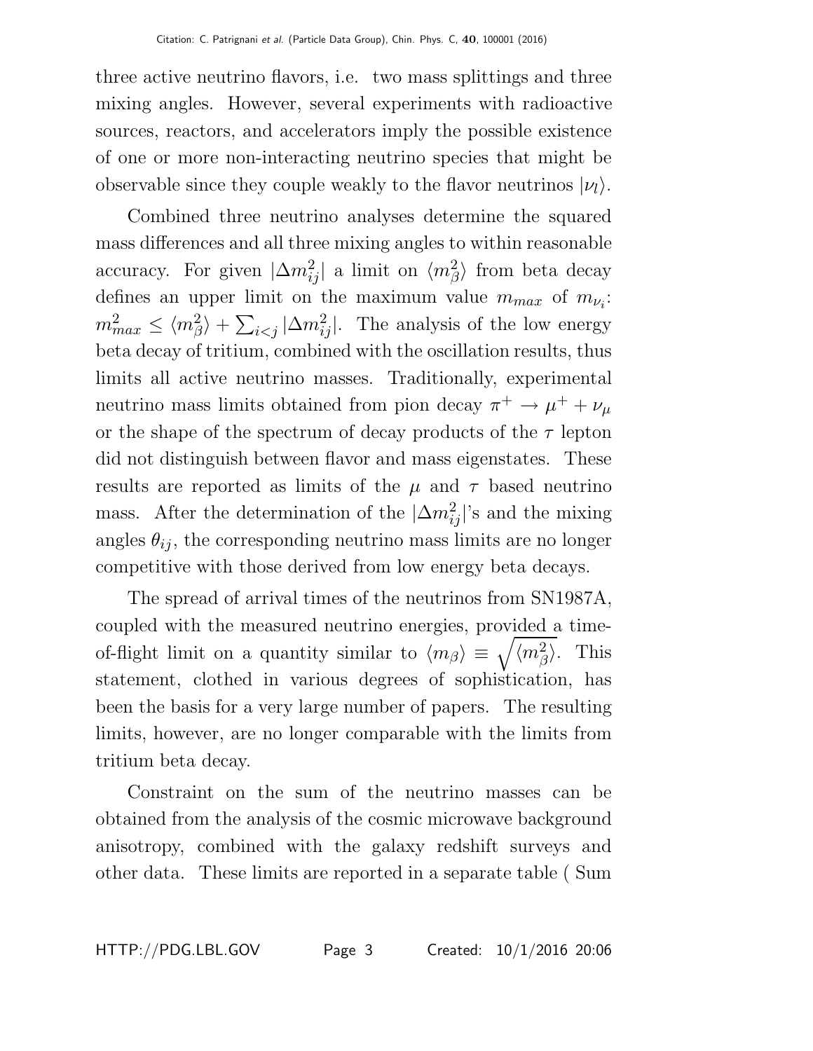three active neutrino flavors, i.e. two mass splittings and three mixing angles. However, several experiments with radioactive sources, reactors, and accelerators imply the possible existence of one or more non-interacting neutrino species that might be observable since they couple weakly to the flavor neutrinos $|\nu_l\rangle$.

Combined three neutrino analyses determine the squared mass differences and all three mixing angles to within reasonable accuracy. For given $|\Delta m^2_{ij}|$ a limit on $\langle m^2_\beta \rangle$ from beta decay defines an upper limit on the maximum value $m_{max}$ of $m_{\nu_i}$: $m^2_{max} \leq \langle m^2_\beta \rangle + \sum_{i<j} |\Delta m^2_{ij}|$. The analysis of the low energy beta decay of tritium, combined with the oscillation results, thus limits all active neutrino masses. Traditionally, experimental neutrino mass limits obtained from pion decay $\pi^+ \rightarrow \mu^+ + \nu_\mu$ or the shape of the spectrum of decay products of the $\tau$ lepton did not distinguish between flavor and mass eigenstates. These results are reported as limits of the $\mu$ and $\tau$ based neutrino mass. After the determination of the $|\Delta m^2_{ij}|$'s and the mixing angles $\theta_{ij}$, the corresponding neutrino mass limits are no longer competitive with those derived from low energy beta decays.

The spread of arrival times of the neutrinos from SN1987A, coupled with the measured neutrino energies, provided a time-of-flight limit on a quantity similar to $\langle m_\beta \rangle \equiv \sqrt{\langle m^2_\beta \rangle}$. This statement, clothed in various degrees of sophistication, has been the basis for a very large number of papers. The resulting limits, however, are no longer comparable with the limits from tritium beta decay.

Constraint on the sum of the neutrino masses can be obtained from the analysis of the cosmic microwave background anisotropy, combined with the galaxy redshift surveys and other data. These limits are reported in a separate table ( Sum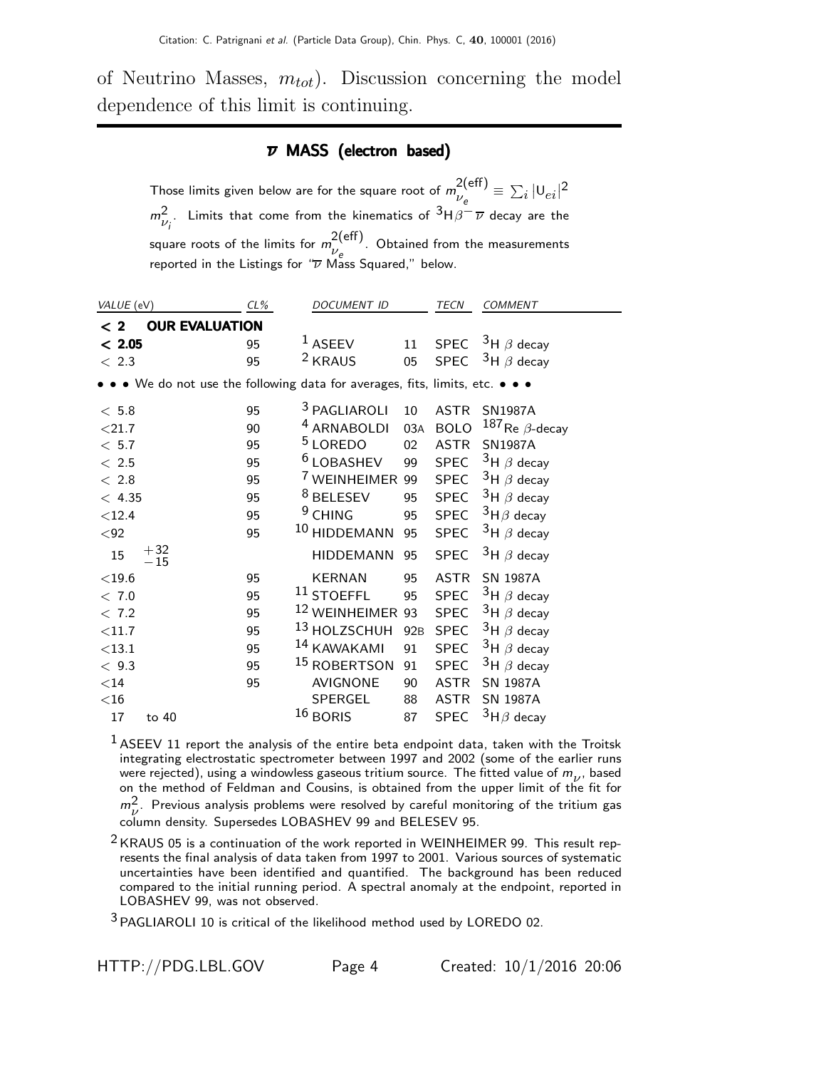of Neutrino Masses, $m_{tot}$). Discussion concerning the model dependence of this limit is continuing.

---

## $\overline{\nu}$ MASS (electron based)

Those limits given below are for the square root of $m^{2(\text{eff})}_{\nu_e} \equiv \sum_i |U_{ei}|^2 m^2_{\nu_i}$. Limits that come from the kinematics of $^3\text{H}\beta^- \overline{\nu}$ decay are the square roots of the limits for $m^{2(\text{eff})}_{\nu_e}$. Obtained from the measurements reported in the Listings for "$\overline{\nu}$ Mass Squared," below.

| *VALUE* (eV) | *CL%* | *DOCUMENT ID* | | *TECN* | *COMMENT* |
|---|---|---|---|---|---|
| **< 2 OUR EVALUATION** | | | | | |
| **< 2.05** | 95 | [1] ASEEV | 11 | SPEC | $^3$H $\beta$ decay |
| < 2.3 | 95 | [2] KRAUS | 05 | SPEC | $^3$H $\beta$ decay |
| • • • We do not use the following data for averages, fits, limits, etc. • • • | | | | | |
| < 5.8 | 95 | [3] PAGLIAROLI | 10 | ASTR | SN1987A |
| <21.7 | 90 | [4] ARNABOLDI | 03A | BOLO | $^{187}$Re $\beta$-decay |
| < 5.7 | 95 | [5] LOREDO | 02 | ASTR | SN1987A |
| < 2.5 | 95 | [6] LOBASHEV | 99 | SPEC | $^3$H $\beta$ decay |
| < 2.8 | 95 | [7] WEINHEIMER | 99 | SPEC | $^3$H $\beta$ decay |
| < 4.35 | 95 | [8] BELESEV | 95 | SPEC | $^3$H $\beta$ decay |
| <12.4 | 95 | [9] CHING | 95 | SPEC | $^3$H$\beta$ decay |
| <92 | 95 | [10] HIDDEMANN | 95 | SPEC | $^3$H $\beta$ decay |
| 15 $^{+32}_{-15}$ | | HIDDEMANN | 95 | SPEC | $^3$H $\beta$ decay |
| <19.6 | 95 | KERNAN | 95 | ASTR | SN 1987A |
| < 7.0 | 95 | [11] STOEFFL | 95 | SPEC | $^3$H $\beta$ decay |
| < 7.2 | 95 | [12] WEINHEIMER | 93 | SPEC | $^3$H $\beta$ decay |
| <11.7 | 95 | [13] HOLZSCHUH | 92B | SPEC | $^3$H $\beta$ decay |
| <13.1 | 95 | [14] KAWAKAMI | 91 | SPEC | $^3$H $\beta$ decay |
| < 9.3 | 95 | [15] ROBERTSON | 91 | SPEC | $^3$H $\beta$ decay |
| <14 | 95 | AVIGNONE | 90 | ASTR | SN 1987A |
| <16 | | SPERGEL | 88 | ASTR | SN 1987A |
| 17 to 40 | | [16] BORIS | 87 | SPEC | $^3$H$\beta$ decay |

[1] ASEEV 11 report the analysis of the entire beta endpoint data, taken with the Troitsk integrating electrostatic spectrometer between 1997 and 2002 (some of the earlier runs were rejected), using a windowless gaseous tritium source. The fitted value of $m_\nu$, based on the method of Feldman and Cousins, is obtained from the upper limit of the fit for $m^2_\nu$. Previous analysis problems were resolved by careful monitoring of the tritium gas column density. Supersedes LOBASHEV 99 and BELESEV 95.

[2] KRAUS 05 is a continuation of the work reported in WEINHEIMER 99. This result represents the final analysis of data taken from 1997 to 2001. Various sources of systematic uncertainties have been identified and quantified. The background has been reduced compared to the initial running period. A spectral anomaly at the endpoint, reported in LOBASHEV 99, was not observed.

[3] PAGLIAROLI 10 is critical of the likelihood method used by LOREDO 02.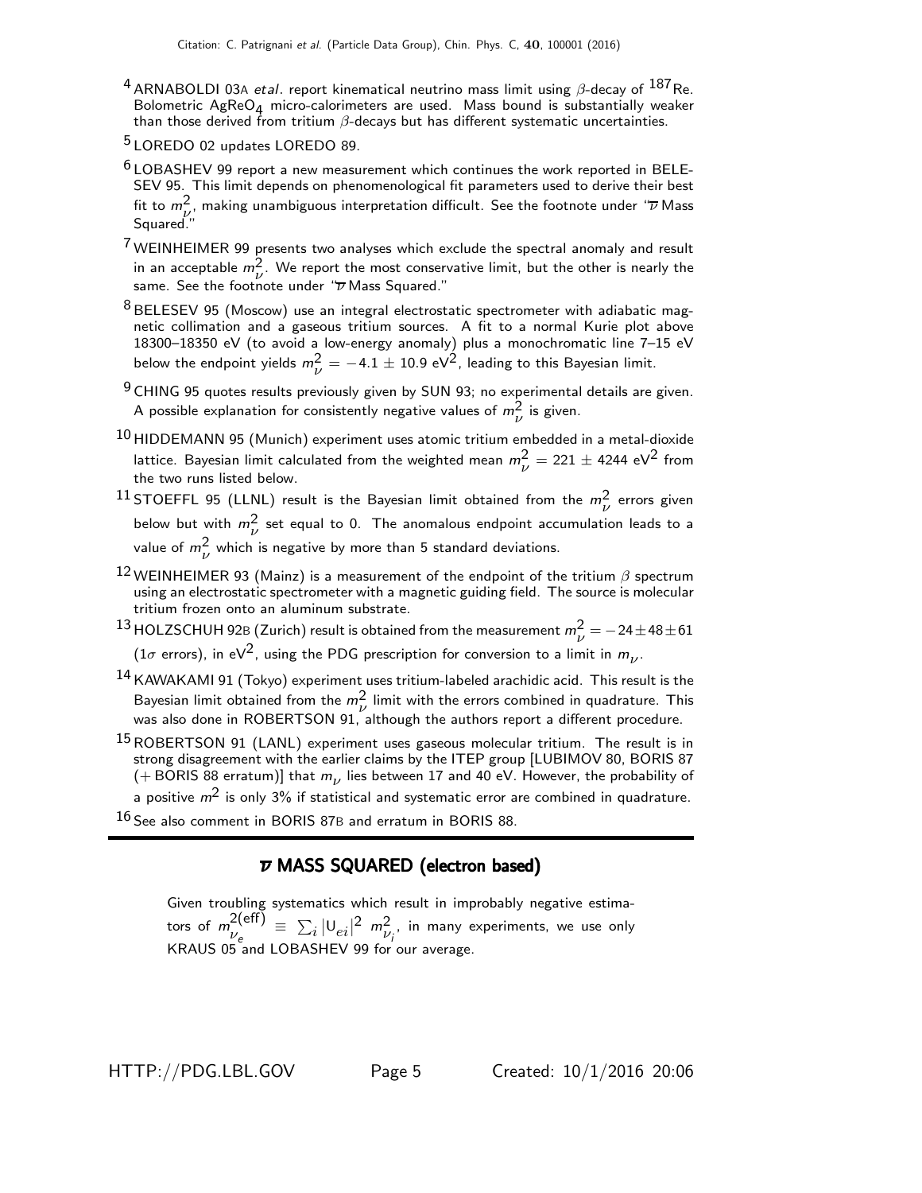[4] ARNABOLDI 03A *etal*. report kinematical neutrino mass limit using $\beta$-decay of $^{187}$Re. Bolometric $AgReO_4$ micro-calorimeters are used. Mass bound is substantially weaker than those derived from tritium $\beta$-decays but has different systematic uncertainties.

[5] LOREDO 02 updates LOREDO 89.

[6] LOBASHEV 99 report a new measurement which continues the work reported in BELESEV 95. This limit depends on phenomenological fit parameters used to derive their best fit to $m^2_\nu$, making unambiguous interpretation difficult. See the footnote under "$\overline{\nu}$ Mass Squared."

[7] WEINHEIMER 99 presents two analyses which exclude the spectral anomaly and result in an acceptable $m^2_\nu$. We report the most conservative limit, but the other is nearly the same. See the footnote under "$\overline{\nu}$ Mass Squared."

[8] BELESEV 95 (Moscow) use an integral electrostatic spectrometer with adiabatic magnetic collimation and a gaseous tritium sources. A fit to a normal Kurie plot above 18300–18350 eV (to avoid a low-energy anomaly) plus a monochromatic line 7–15 eV below the endpoint yields $m^2_\nu = -4.1 \pm 10.9$ eV$^2$, leading to this Bayesian limit.

[9] CHING 95 quotes results previously given by SUN 93; no experimental details are given. A possible explanation for consistently negative values of $m^2_\nu$ is given.

[10] HIDDEMANN 95 (Munich) experiment uses atomic tritium embedded in a metal-dioxide lattice. Bayesian limit calculated from the weighted mean $m^2_\nu = 221 \pm 4244$ eV$^2$ from the two runs listed below.

[11] STOEFFL 95 (LLNL) result is the Bayesian limit obtained from the $m^2_\nu$ errors given below but with $m^2_\nu$ set equal to 0. The anomalous endpoint accumulation leads to a value of $m^2_\nu$ which is negative by more than 5 standard deviations.

[12] WEINHEIMER 93 (Mainz) is a measurement of the endpoint of the tritium $\beta$ spectrum using an electrostatic spectrometer with a magnetic guiding field. The source is molecular tritium frozen onto an aluminum substrate.

[13] HOLZSCHUH 92B (Zurich) result is obtained from the measurement $m^2_\nu = -24 \pm 48 \pm 61$ ($1\sigma$ errors), in eV$^2$, using the PDG prescription for conversion to a limit in $m_\nu$.

[14] KAWAKAMI 91 (Tokyo) experiment uses tritium-labeled arachidic acid. This result is the Bayesian limit obtained from the $m^2_\nu$ limit with the errors combined in quadrature. This was also done in ROBERTSON 91, although the authors report a different procedure.

[15] ROBERTSON 91 (LANL) experiment uses gaseous molecular tritium. The result is in strong disagreement with the earlier claims by the ITEP group [LUBIMOV 80, BORIS 87 (+ BORIS 88 erratum)] that $m_\nu$ lies between 17 and 40 eV. However, the probability of a positive $m^2$ is only 3% if statistical and systematic error are combined in quadrature.

[16] See also comment in BORIS 87B and erratum in BORIS 88.

## $\overline{\nu}$ MASS SQUARED (electron based)

Given troubling systematics which result in improbably negative estimators of $m^{2(\text{eff})}_{\nu_e} \equiv \sum_i |U_{ei}|^2 \; m^2_{\nu_i}$, in many experiments, we use only KRAUS 05 and LOBASHEV 99 for our average.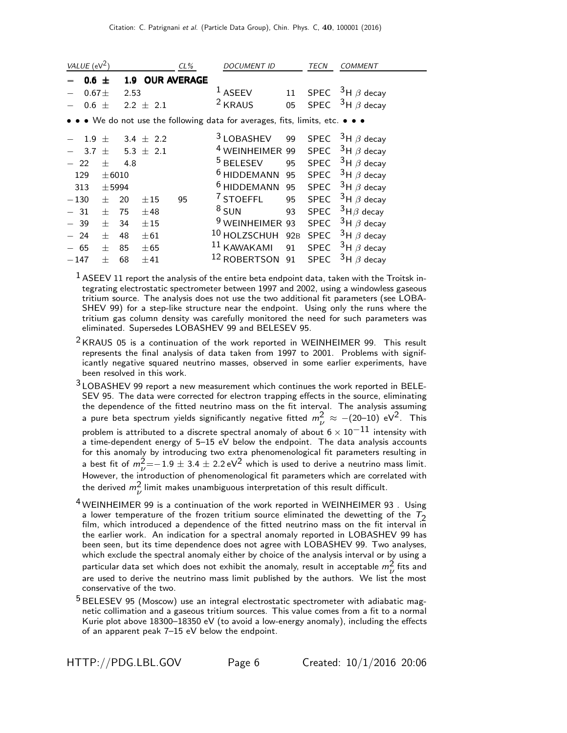| VALUE (eV$^2$) | CL% | DOCUMENT ID | | TECN | COMMENT |
|---|---|---|---|---|---|
| **$-$ 0.6 $\pm$ 1.9 OUR AVERAGE** | | | | | |
| $-$ 0.67 $\pm$ 2.53 | | ASEEV[1] | 11 | SPEC | $^3$H $\beta$ decay |
| $-$ 0.6 $\pm$ 2.2 $\pm$ 2.1 | | KRAUS[2] | 05 | SPEC | $^3$H $\beta$ decay |
| • • • We do not use the following data for averages, fits, limits, etc. • • • | | | | | |
| $-$ 1.9 $\pm$ 3.4 $\pm$ 2.2 | | LOBASHEV[3] | 99 | SPEC | $^3$H $\beta$ decay |
| $-$ 3.7 $\pm$ 5.3 $\pm$ 2.1 | | WEINHEIMER[4] | 99 | SPEC | $^3$H $\beta$ decay |
| $-$ 22 $\pm$ 4.8 | | BELESEV[5] | 95 | SPEC | $^3$H $\beta$ decay |
| 129 $\pm$6010 | | HIDDEMANN[6] | 95 | SPEC | $^3$H $\beta$ decay |
| 313 $\pm$5994 | | HIDDEMANN[6] | 95 | SPEC | $^3$H $\beta$ decay |
| $-$130 $\pm$ 20 $\pm$15 | 95 | STOEFFL[7] | 95 | SPEC | $^3$H $\beta$ decay |
| $-$ 31 $\pm$ 75 $\pm$48 | | SUN[8] | 93 | SPEC | $^3$H$\beta$ decay |
| $-$ 39 $\pm$ 34 $\pm$15 | | WEINHEIMER[9] | 93 | SPEC | $^3$H $\beta$ decay |
| $-$ 24 $\pm$ 48 $\pm$61 | | HOLZSCHUH[10] | 92B | SPEC | $^3$H $\beta$ decay |
| $-$ 65 $\pm$ 85 $\pm$65 | | KAWAKAMI[11] | 91 | SPEC | $^3$H $\beta$ decay |
| $-$147 $\pm$ 68 $\pm$41 | | ROBERTSON[12] | 91 | SPEC | $^3$H $\beta$ decay |

[1] ASEEV 11 report the analysis of the entire beta endpoint data, taken with the Troitsk integrating electrostatic spectrometer between 1997 and 2002, using a windowless gaseous tritium source. The analysis does not use the two additional fit parameters (see LOBASHEV 99) for a step-like structure near the endpoint. Using only the runs where the tritium gas column density was carefully monitored the need for such parameters was eliminated. Supersedes LOBASHEV 99 and BELESEV 95.

[2] KRAUS 05 is a continuation of the work reported in WEINHEIMER 99. This result represents the final analysis of data taken from 1997 to 2001. Problems with significantly negative squared neutrino masses, observed in some earlier experiments, have been resolved in this work.

[3] LOBASHEV 99 report a new measurement which continues the work reported in BELESEV 95. The data were corrected for electron trapping effects in the source, eliminating the dependence of the fitted neutrino mass on the fit interval. The analysis assuming a pure beta spectrum yields significantly negative fitted $m^2_\nu \approx -(20\text{–}10)$ eV$^2$. This problem is attributed to a discrete spectral anomaly of about $6 \times 10^{-11}$ intensity with a time-dependent energy of 5–15 eV below the endpoint. The data analysis accounts for this anomaly by introducing two extra phenomenological fit parameters resulting in a best fit of $m^2_\nu = -1.9 \pm 3.4 \pm 2.2$ eV$^2$ which is used to derive a neutrino mass limit. However, the introduction of phenomenological fit parameters which are correlated with the derived $m^2_\nu$ limit makes unambiguous interpretation of this result difficult.

[4] WEINHEIMER 99 is a continuation of the work reported in WEINHEIMER 93 . Using a lower temperature of the frozen tritium source eliminated the dewetting of the $T_2$ film, which introduced a dependence of the fitted neutrino mass on the fit interval in the earlier work. An indication for a spectral anomaly reported in LOBASHEV 99 has been seen, but its time dependence does not agree with LOBASHEV 99. Two analyses, which exclude the spectral anomaly either by choice of the analysis interval or by using a particular data set which does not exhibit the anomaly, result in acceptable $m^2_\nu$ fits and are used to derive the neutrino mass limit published by the authors. We list the most conservative of the two.

[5] BELESEV 95 (Moscow) use an integral electrostatic spectrometer with adiabatic magnetic collimation and a gaseous tritium sources. This value comes from a fit to a normal Kurie plot above 18300–18350 eV (to avoid a low-energy anomaly), including the effects of an apparent peak 7–15 eV below the endpoint.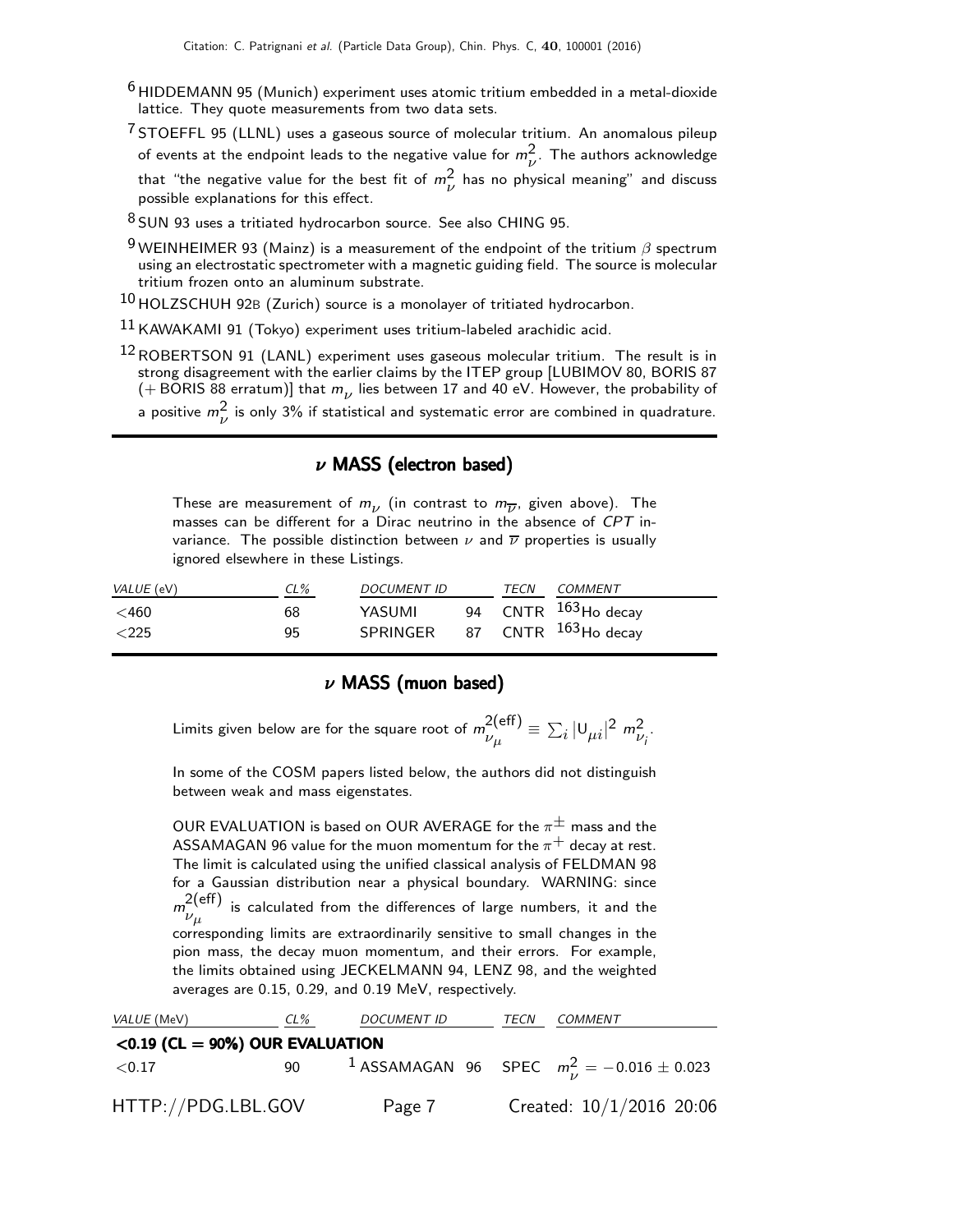[6] HIDDEMANN 95 (Munich) experiment uses atomic tritium embedded in a metal-dioxide lattice. They quote measurements from two data sets.

[7] STOEFFL 95 (LLNL) uses a gaseous source of molecular tritium. An anomalous pileup of events at the endpoint leads to the negative value for $m_\nu^2$. The authors acknowledge that "the negative value for the best fit of $m_\nu^2$ has no physical meaning" and discuss possible explanations for this effect.

[8] SUN 93 uses a tritiated hydrocarbon source. See also CHING 95.

[9] WEINHEIMER 93 (Mainz) is a measurement of the endpoint of the tritium $\beta$ spectrum using an electrostatic spectrometer with a magnetic guiding field. The source is molecular tritium frozen onto an aluminum substrate.

[10] HOLZSCHUH 92B (Zurich) source is a monolayer of tritiated hydrocarbon.

[11] KAWAKAMI 91 (Tokyo) experiment uses tritium-labeled arachidic acid.

[12] ROBERTSON 91 (LANL) experiment uses gaseous molecular tritium. The result is in strong disagreement with the earlier claims by the ITEP group [LUBIMOV 80, BORIS 87 (+ BORIS 88 erratum)] that $m_\nu$ lies between 17 and 40 eV. However, the probability of a positive $m_\nu^2$ is only 3% if statistical and systematic error are combined in quadrature.

## $\nu$ MASS (electron based)

These are measurement of $m_\nu$ (in contrast to $m_{\overline{\nu}}$, given above). The masses can be different for a Dirac neutrino in the absence of *CPT* invariance. The possible distinction between $\nu$ and $\overline{\nu}$ properties is usually ignored elsewhere in these Listings.

| *VALUE* (eV) | *CL%* | *DOCUMENT ID* | | *TECN* | *COMMENT* |
|---|---|---|---|---|---|
| <460 | 68 | YASUMI | 94 | CNTR | $^{163}$Ho decay |
| <225 | 95 | SPRINGER | 87 | CNTR | $^{163}$Ho decay |

## $\nu$ MASS (muon based)

Limits given below are for the square root of $m_{\nu_\mu}^{2(\text{eff})} \equiv \sum_i |U_{\mu i}|^2 \, m_{\nu_i}^2$.

In some of the COSM papers listed below, the authors did not distinguish between weak and mass eigenstates.

OUR EVALUATION is based on OUR AVERAGE for the $\pi^\pm$ mass and the ASSAMAGAN 96 value for the muon momentum for the $\pi^+$ decay at rest. The limit is calculated using the unified classical analysis of FELDMAN 98 for a Gaussian distribution near a physical boundary. WARNING: since $m_{\nu_\mu}^{2(\text{eff})}$ is calculated from the differences of large numbers, it and the corresponding limits are extraordinarily sensitive to small changes in the pion mass, the decay muon momentum, and their errors. For example, the limits obtained using JECKELMANN 94, LENZ 98, and the weighted averages are 0.15, 0.29, and 0.19 MeV, respectively.

| *VALUE* (MeV) | *CL%* | *DOCUMENT ID* | | *TECN* | *COMMENT* |
|---|---|---|---|---|---|
| **<0.19 (CL = 90%) OUR EVALUATION** | | | | | |
| <0.17 | 90 | [1] ASSAMAGAN | 96 | SPEC | $m_\nu^2 = -0.016 \pm 0.023$ |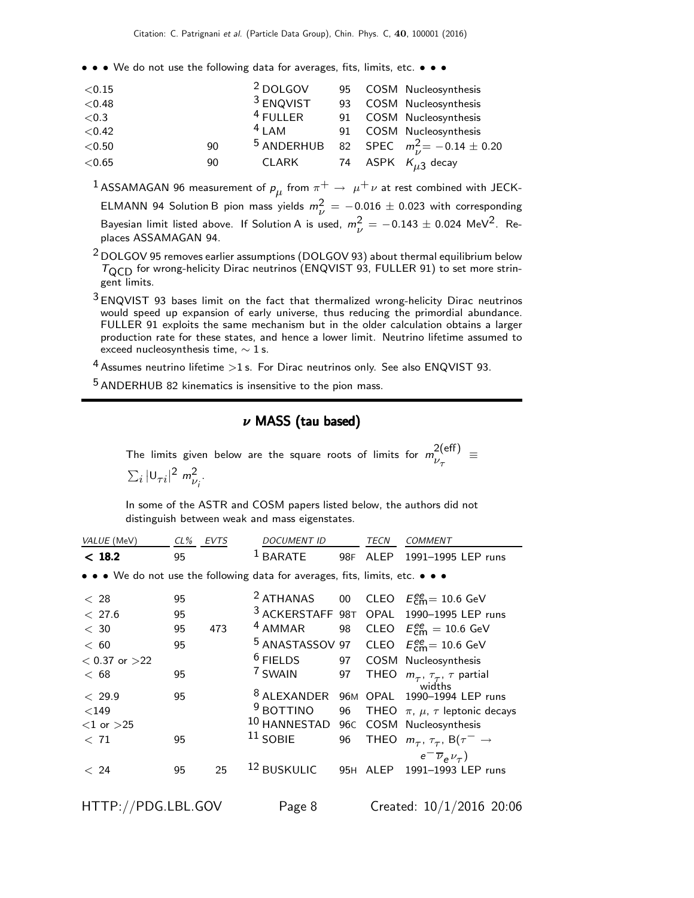• • • We do not use the following data for averages, fits, limits, etc. • • •

| | | | | | |
|---|---|---|---|---|---|
| <0.15 | | [2] DOLGOV | 95 | COSM | Nucleosynthesis |
| <0.48 | | [3] ENQVIST | 93 | COSM | Nucleosynthesis |
| <0.3 | | [4] FULLER | 91 | COSM | Nucleosynthesis |
| <0.42 | | [4] LAM | 91 | COSM | Nucleosynthesis |
| <0.50 | 90 | [5] ANDERHUB | 82 | SPEC | $m_\nu^2 = -0.14 \pm 0.20$ |
| <0.65 | 90 | CLARK | 74 | ASPK | $K_{\mu 3}$ decay |

[1] ASSAMAGAN 96 measurement of $p_\mu$ from $\pi^+ \rightarrow \mu^+ \nu$ at rest combined with JECKELMANN 94 Solution B pion mass yields $m_\nu^2 = -0.016 \pm 0.023$ with corresponding Bayesian limit listed above. If Solution A is used, $m_\nu^2 = -0.143 \pm 0.024$ MeV$^2$. Replaces ASSAMAGAN 94.

[2] DOLGOV 95 removes earlier assumptions (DOLGOV 93) about thermal equilibrium below $T_{\text{QCD}}$ for wrong-helicity Dirac neutrinos (ENQVIST 93, FULLER 91) to set more stringent limits.

[3] ENQVIST 93 bases limit on the fact that thermalized wrong-helicity Dirac neutrinos would speed up expansion of early universe, thus reducing the primordial abundance. FULLER 91 exploits the same mechanism but in the older calculation obtains a larger production rate for these states, and hence a lower limit. Neutrino lifetime assumed to exceed nucleosynthesis time, $\sim 1$ s.

[4] Assumes neutrino lifetime >1 s. For Dirac neutrinos only. See also ENQVIST 93.

[5] ANDERHUB 82 kinematics is insensitive to the pion mass.

## $\nu$ MASS (tau based)

The limits given below are the square roots of limits for $m_{\nu_\tau}^{2(\text{eff})} \equiv \sum_i |U_{\tau i}|^2 \, m_{\nu_i}^2$.

In some of the ASTR and COSM papers listed below, the authors did not distinguish between weak and mass eigenstates.

| *VALUE* (MeV) | *CL%* | *EVTS* | *DOCUMENT ID* | | *TECN* | *COMMENT* |
|---|---|---|---|---|---|---|
| **< 18.2** | 95 | | [1] BARATE | 98F | ALEP | 1991–1995 LEP runs |
| • • • We do not use the following data for averages, fits, limits, etc. • • • | | | | | | |
| < 28 | 95 | | [2] ATHANAS | 00 | CLEO | $E_{\text{cm}}^{ee} = 10.6$ GeV |
| < 27.6 | 95 | | [3] ACKERSTAFF | 98T | OPAL | 1990–1995 LEP runs |
| < 30 | 95 | 473 | [4] AMMAR | 98 | CLEO | $E_{\text{cm}}^{ee} = 10.6$ GeV |
| < 60 | 95 | | [5] ANASTASSOV | 97 | CLEO | $E_{\text{cm}}^{ee} = 10.6$ GeV |
| < 0.37 or >22 | | | [6] FIELDS | 97 | COSM | Nucleosynthesis |
| < 68 | 95 | | [7] SWAIN | 97 | THEO | $m_\tau$, $\tau_\tau$, $\tau$ partial widths |
| < 29.9 | 95 | | [8] ALEXANDER | 96M | OPAL | 1990–1994 LEP runs |
| <149 | | | [9] BOTTINO | 96 | THEO | $\pi$, $\mu$, $\tau$ leptonic decays |
| <1 or >25 | | | [10] HANNESTAD | 96C | COSM | Nucleosynthesis |
| < 71 | 95 | | [11] SOBIE | 96 | THEO | $m_\tau$, $\tau_\tau$, B($\tau^- \rightarrow e^- \overline{\nu}_e \nu_\tau$) |
| < 24 | 95 | 25 | [12] BUSKULIC | 95H | ALEP | 1991–1993 LEP runs |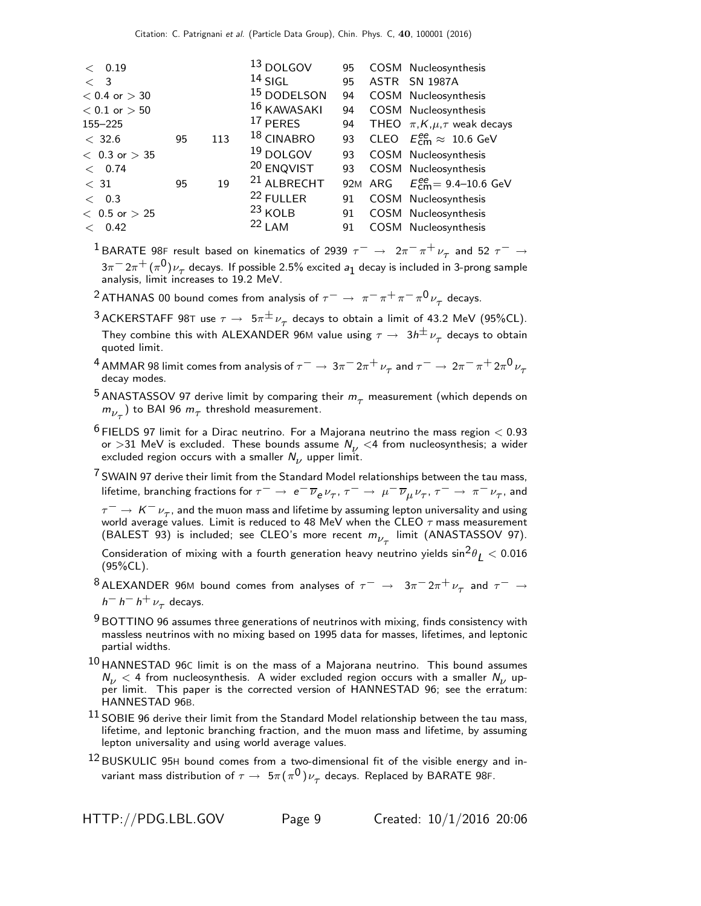| VALUE | CL% | EVTS | DOCUMENT ID | | TECN | COMMENT |
|---|---|---|---|---|---|---|
| < 0.19 | | | [13] DOLGOV | 95 | COSM | Nucleosynthesis |
| < 3 | | | [14] SIGL | 95 | ASTR | SN 1987A |
| < 0.4 or > 30 | | | [15] DODELSON | 94 | COSM | Nucleosynthesis |
| < 0.1 or > 50 | | | [16] KAWASAKI | 94 | COSM | Nucleosynthesis |
| 155–225 | | | [17] PERES | 94 | THEO | $\pi$,$K$,$\mu$,$\tau$ weak decays |
| < 32.6 | 95 | 113 | [18] CINABRO | 93 | CLEO | $E^{ee}_{cm} \approx$ 10.6 GeV |
| < 0.3 or > 35 | | | [19] DOLGOV | 93 | COSM | Nucleosynthesis |
| < 0.74 | | | [20] ENQVIST | 93 | COSM | Nucleosynthesis |
| < 31 | 95 | 19 | [21] ALBRECHT | 92M | ARG | $E^{ee}_{cm}$= 9.4–10.6 GeV |
| < 0.3 | | | [22] FULLER | 91 | COSM | Nucleosynthesis |
| < 0.5 or > 25 | | | [23] KOLB | 91 | COSM | Nucleosynthesis |
| < 0.42 | | | [22] LAM | 91 | COSM | Nucleosynthesis |

[1] BARATE 98F result based on kinematics of 2939 $\tau^- \to 2\pi^-\pi^+\nu_\tau$ and 52 $\tau^- \to 3\pi^-2\pi^+(\pi^0)\nu_\tau$ decays. If possible 2.5% excited $a_1$ decay is included in 3-prong sample analysis, limit increases to 19.2 MeV.

[2] ATHANAS 00 bound comes from analysis of $\tau^- \to \pi^-\pi^+\pi^-\pi^0\nu_\tau$ decays.

[3] ACKERSTAFF 98T use $\tau \to 5\pi^\pm\nu_\tau$ decays to obtain a limit of 43.2 MeV (95%CL). They combine this with ALEXANDER 96M value using $\tau \to 3h^\pm\nu_\tau$ decays to obtain quoted limit.

[4] AMMAR 98 limit comes from analysis of $\tau^- \to 3\pi^-2\pi^+\nu_\tau$ and $\tau^- \to 2\pi^-\pi^+2\pi^0\nu_\tau$ decay modes.

[5] ANASTASSOV 97 derive limit by comparing their $m_\tau$ measurement (which depends on $m_{\nu_\tau}$) to BAI 96 $m_\tau$ threshold measurement.

[6] FIELDS 97 limit for a Dirac neutrino. For a Majorana neutrino the mass region < 0.93 or >31 MeV is excluded. These bounds assume $N_\nu$ <4 from nucleosynthesis; a wider excluded region occurs with a smaller $N_\nu$ upper limit.

[7] SWAIN 97 derive their limit from the Standard Model relationships between the tau mass, lifetime, branching fractions for $\tau^- \to e^-\overline{\nu}_e\nu_\tau$, $\tau^- \to \mu^-\overline{\nu}_\mu\nu_\tau$, $\tau^- \to \pi^-\nu_\tau$, and $\tau^- \to K^-\nu_\tau$, and the muon mass and lifetime by assuming lepton universality and using world average values. Limit is reduced to 48 MeV when the CLEO $\tau$ mass measurement (BALEST 93) is included; see CLEO's more recent $m_{\nu_\tau}$ limit (ANASTASSOV 97). Consideration of mixing with a fourth generation heavy neutrino yields $\sin^2\theta_L < 0.016$ (95%CL).

[8] ALEXANDER 96M bound comes from analyses of $\tau^- \to 3\pi^-2\pi^+\nu_\tau$ and $\tau^- \to h^-h^-h^+\nu_\tau$ decays.

[9] BOTTINO 96 assumes three generations of neutrinos with mixing, finds consistency with massless neutrinos with no mixing based on 1995 data for masses, lifetimes, and leptonic partial widths.

[10] HANNESTAD 96C limit is on the mass of a Majorana neutrino. This bound assumes $N_\nu$ < 4 from nucleosynthesis. A wider excluded region occurs with a smaller $N_\nu$ upper limit. This paper is the corrected version of HANNESTAD 96; see the erratum: HANNESTAD 96B.

[11] SOBIE 96 derive their limit from the Standard Model relationship between the tau mass, lifetime, and leptonic branching fraction, and the muon mass and lifetime, by assuming lepton universality and using world average values.

[12] BUSKULIC 95H bound comes from a two-dimensional fit of the visible energy and invariant mass distribution of $\tau \to 5\pi(\pi^0)\nu_\tau$ decays. Replaced by BARATE 98F.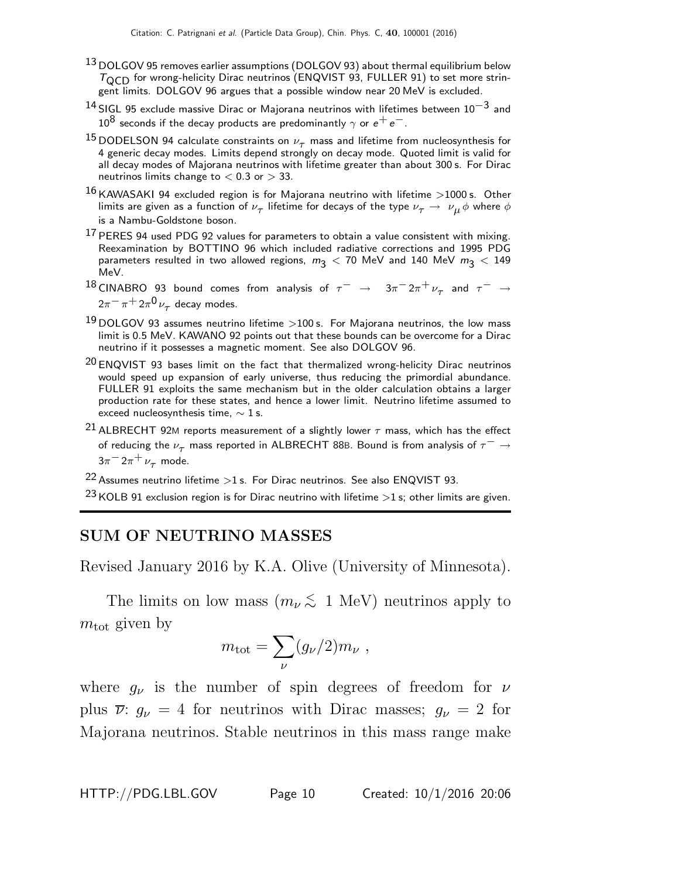[13] DOLGOV 95 removes earlier assumptions (DOLGOV 93) about thermal equilibrium below $T_{\rm QCD}$ for wrong-helicity Dirac neutrinos (ENQVIST 93, FULLER 91) to set more stringent limits. DOLGOV 96 argues that a possible window near 20 MeV is excluded.

[14] SIGL 95 exclude massive Dirac or Majorana neutrinos with lifetimes between $10^{-3}$ and $10^{8}$ seconds if the decay products are predominantly $\gamma$ or $e^+ e^-$.

[15] DODELSON 94 calculate constraints on $\nu_\tau$ mass and lifetime from nucleosynthesis for 4 generic decay modes. Limits depend strongly on decay mode. Quoted limit is valid for all decay modes of Majorana neutrinos with lifetime greater than about 300 s. For Dirac neutrinos limits change to $< 0.3$ or $> 33$.

[16] KAWASAKI 94 excluded region is for Majorana neutrino with lifetime >1000 s. Other limits are given as a function of $\nu_\tau$ lifetime for decays of the type $\nu_\tau \rightarrow \nu_\mu \phi$ where $\phi$ is a Nambu-Goldstone boson.

[17] PERES 94 used PDG 92 values for parameters to obtain a value consistent with mixing. Reexamination by BOTTINO 96 which included radiative corrections and 1995 PDG parameters resulted in two allowed regions, $m_3 < 70$ MeV and 140 MeV $m_3 < 149$ MeV.

[18] CINABRO 93 bound comes from analysis of $\tau^- \rightarrow 3\pi^- 2\pi^+ \nu_\tau$ and $\tau^- \rightarrow 2\pi^- \pi^+ 2\pi^0 \nu_\tau$ decay modes.

[19] DOLGOV 93 assumes neutrino lifetime >100 s. For Majorana neutrinos, the low mass limit is 0.5 MeV. KAWANO 92 points out that these bounds can be overcome for a Dirac neutrino if it possesses a magnetic moment. See also DOLGOV 96.

[20] ENQVIST 93 bases limit on the fact that thermalized wrong-helicity Dirac neutrinos would speed up expansion of early universe, thus reducing the primordial abundance. FULLER 91 exploits the same mechanism but in the older calculation obtains a larger production rate for these states, and hence a lower limit. Neutrino lifetime assumed to exceed nucleosynthesis time, $\sim 1$ s.

[21] ALBRECHT 92M reports measurement of a slightly lower $\tau$ mass, which has the effect of reducing the $\nu_\tau$ mass reported in ALBRECHT 88B. Bound is from analysis of $\tau^- \rightarrow 3\pi^- 2\pi^+ \nu_\tau$ mode.

[22] Assumes neutrino lifetime >1 s. For Dirac neutrinos. See also ENQVIST 93.

[23] KOLB 91 exclusion region is for Dirac neutrino with lifetime >1 s; other limits are given.

## SUM OF NEUTRINO MASSES

Revised January 2016 by K.A. Olive (University of Minnesota).

The limits on low mass ($m_\nu \lesssim 1$ MeV) neutrinos apply to $m_{\rm tot}$ given by

$$m_{\rm tot} = \sum_\nu (g_\nu/2) m_\nu \ ,$$

where $g_\nu$ is the number of spin degrees of freedom for $\nu$ plus $\overline{\nu}$: $g_\nu = 4$ for neutrinos with Dirac masses; $g_\nu = 2$ for Majorana neutrinos. Stable neutrinos in this mass range make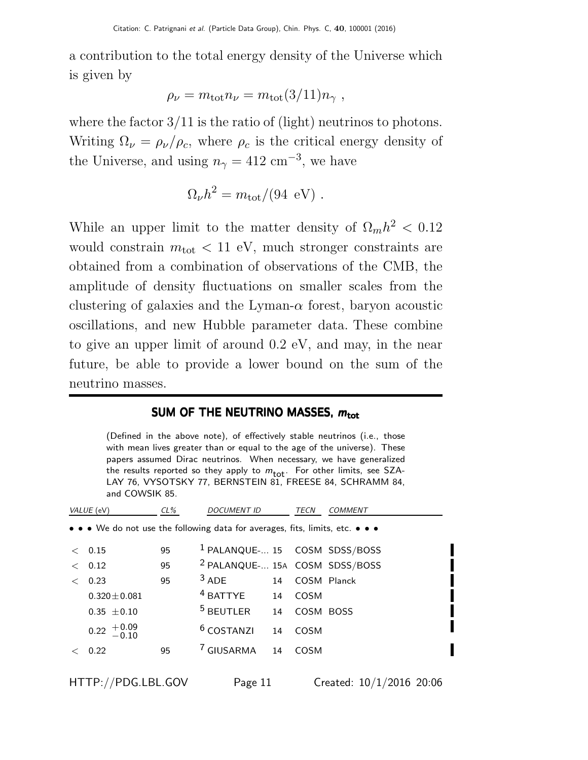a contribution to the total energy density of the Universe which is given by

$$\rho_\nu = m_{\rm tot} n_\nu = m_{\rm tot}(3/11) n_\gamma \ ,$$

where the factor 3/11 is the ratio of (light) neutrinos to photons. Writing $\Omega_\nu = \rho_\nu/\rho_c$, where $\rho_c$ is the critical energy density of the Universe, and using $n_\gamma = 412\ {\rm cm}^{-3}$, we have

$$\Omega_\nu h^2 = m_{\rm tot}/(94\ {\rm eV}) \ .$$

While an upper limit to the matter density of $\Omega_m h^2 < 0.12$ would constrain $m_{\rm tot} < 11$ eV, much stronger constraints are obtained from a combination of observations of the CMB, the amplitude of density fluctuations on smaller scales from the clustering of galaxies and the Lyman-$\alpha$ forest, baryon acoustic oscillations, and new Hubble parameter data. These combine to give an upper limit of around 0.2 eV, and may, in the near future, be able to provide a lower bound on the sum of the neutrino masses.

## SUM OF THE NEUTRINO MASSES, $m_{\rm tot}$

(Defined in the above note), of effectively stable neutrinos (i.e., those with mean lives greater than or equal to the age of the universe). These papers assumed Dirac neutrinos. When necessary, we have generalized the results reported so they apply to $m_{\rm tot}$. For other limits, see SZALAY 76, VYSOTSKY 77, BERNSTEIN 81, FREESE 84, SCHRAMM 84, and COWSIK 85.

| *VALUE* (eV) | *CL%* | *DOCUMENT ID* | | *TECN* | *COMMENT* |
|---|---|---|---|---|---|
| • • • We do not use the following data for averages, fits, limits, etc. • • • | | | | | |
| $<$ 0.15 | 95 | [1] PALANQUE-... | 15 | COSM | SDSS/BOSS |
| $<$ 0.12 | 95 | [2] PALANQUE-... | 15A | COSM | SDSS/BOSS |
| $<$ 0.23 | 95 | [3] ADE | 14 | COSM | Planck |
| $0.320 \pm 0.081$ | | [4] BATTYE | 14 | COSM | |
| $0.35 \pm 0.10$ | | [5] BEUTLER | 14 | COSM | BOSS |
| $0.22\ ^{+0.09}_{-0.10}$ | | [6] COSTANZI | 14 | COSM | |
| $<$ 0.22 | 95 | [7] GIUSARMA | 14 | COSM | |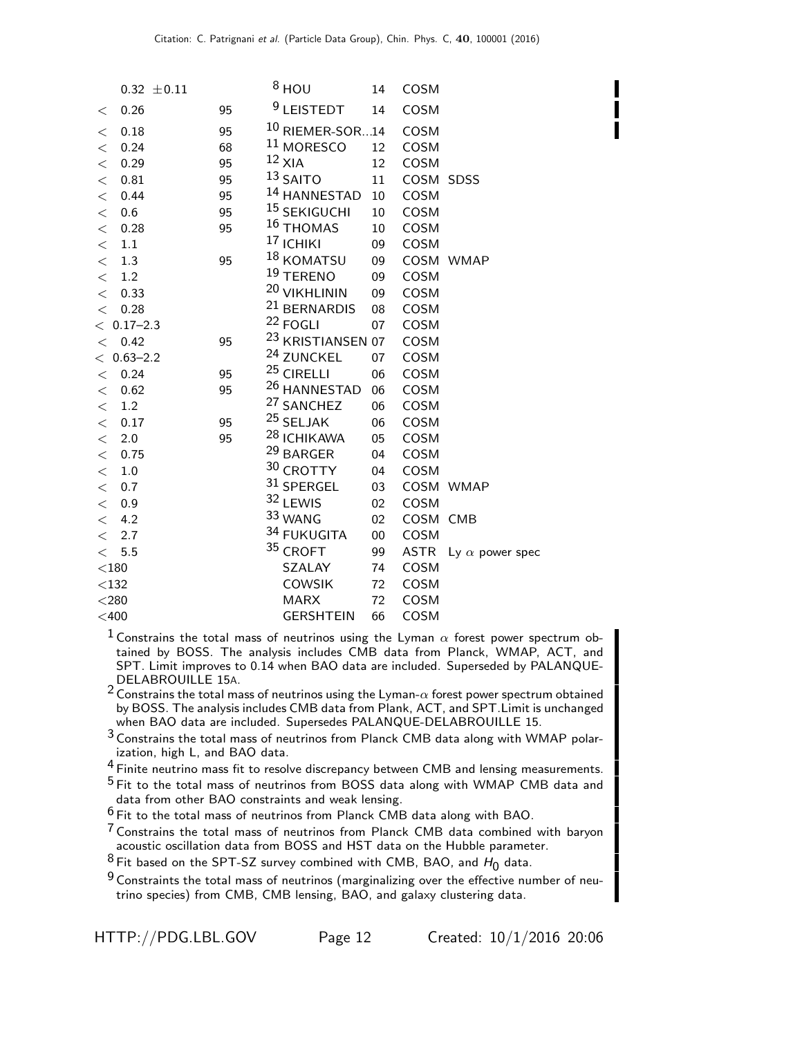| VALUE | CL% | DOCUMENT ID | | TECN | COMMENT |
|---|---|---|---|---|---|
| 0.32 ±0.11 | | [8] HOU | 14 | COSM | |
| < 0.26 | 95 | [9] LEISTEDT | 14 | COSM | |
| < 0.18 | 95 | [10] RIEMER-SOR... | 14 | COSM | |
| < 0.24 | 68 | [11] MORESCO | 12 | COSM | |
| < 0.29 | 95 | [12] XIA | 12 | COSM | |
| < 0.81 | 95 | [13] SAITO | 11 | COSM | SDSS |
| < 0.44 | 95 | [14] HANNESTAD | 10 | COSM | |
| < 0.6 | 95 | [15] SEKIGUCHI | 10 | COSM | |
| < 0.28 | 95 | [16] THOMAS | 10 | COSM | |
| < 1.1 | | [17] ICHIKI | 09 | COSM | |
| < 1.3 | 95 | [18] KOMATSU | 09 | COSM | WMAP |
| < 1.2 | | [19] TERENO | 09 | COSM | |
| < 0.33 | | [20] VIKHLININ | 09 | COSM | |
| < 0.28 | | [21] BERNARDIS | 08 | COSM | |
| < 0.17–2.3 | | [22] FOGLI | 07 | COSM | |
| < 0.42 | 95 | [23] KRISTIANSEN | 07 | COSM | |
| < 0.63–2.2 | | [24] ZUNCKEL | 07 | COSM | |
| < 0.24 | 95 | [25] CIRELLI | 06 | COSM | |
| < 0.62 | 95 | [26] HANNESTAD | 06 | COSM | |
| < 1.2 | | [27] SANCHEZ | 06 | COSM | |
| < 0.17 | 95 | [25] SELJAK | 06 | COSM | |
| < 2.0 | 95 | [28] ICHIKAWA | 05 | COSM | |
| < 0.75 | | [29] BARGER | 04 | COSM | |
| < 1.0 | | [30] CROTTY | 04 | COSM | |
| < 0.7 | | [31] SPERGEL | 03 | COSM | WMAP |
| < 0.9 | | [32] LEWIS | 02 | COSM | |
| < 4.2 | | [33] WANG | 02 | COSM | CMB |
| < 2.7 | | [34] FUKUGITA | 00 | COSM | |
| < 5.5 | | [35] CROFT | 99 | ASTR | Ly $\alpha$ power spec |
| <180 | | SZALAY | 74 | COSM | |
| <132 | | COWSIK | 72 | COSM | |
| <280 | | MARX | 72 | COSM | |
| <400 | | GERSHTEIN | 66 | COSM | |

[1] Constrains the total mass of neutrinos using the Lyman $\alpha$ forest power spectrum obtained by BOSS. The analysis includes CMB data from Planck, WMAP, ACT, and SPT. Limit improves to 0.14 when BAO data are included. Superseded by PALANQUE-DELABROUILLE 15A.

[2] Constrains the total mass of neutrinos using the Lyman-$\alpha$ forest power spectrum obtained by BOSS. The analysis includes CMB data from Plank, ACT, and SPT.Limit is unchanged when BAO data are included. Supersedes PALANQUE-DELABROUILLE 15.

[3] Constrains the total mass of neutrinos from Planck CMB data along with WMAP polarization, high L, and BAO data.

[4] Finite neutrino mass fit to resolve discrepancy between CMB and lensing measurements.

[5] Fit to the total mass of neutrinos from BOSS data along with WMAP CMB data and data from other BAO constraints and weak lensing.

[6] Fit to the total mass of neutrinos from Planck CMB data along with BAO.

[7] Constrains the total mass of neutrinos from Planck CMB data combined with baryon acoustic oscillation data from BOSS and HST data on the Hubble parameter.

[8] Fit based on the SPT-SZ survey combined with CMB, BAO, and $H_0$ data.

[9] Constraints the total mass of neutrinos (marginalizing over the effective number of neutrino species) from CMB, CMB lensing, BAO, and galaxy clustering data.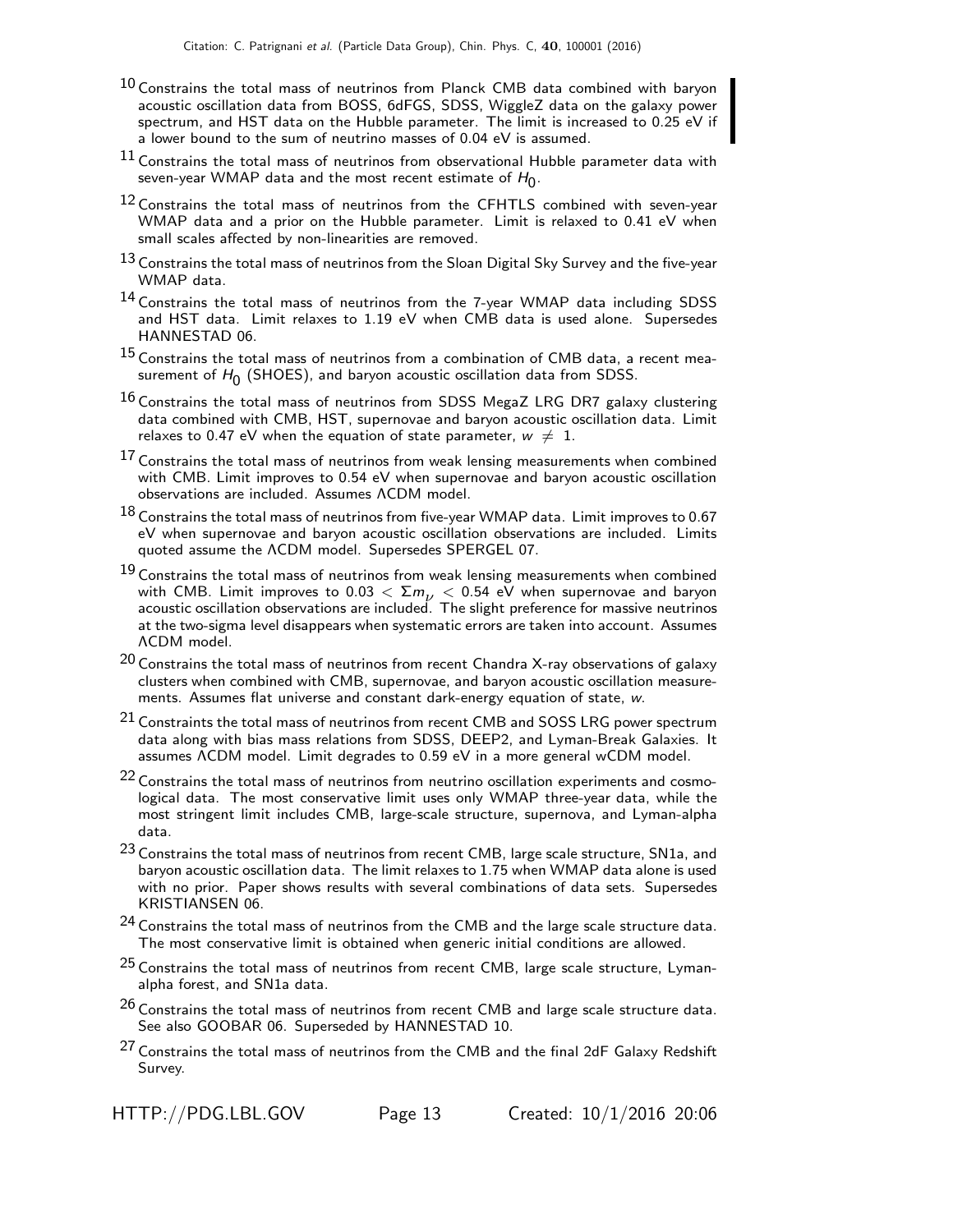[10] Constrains the total mass of neutrinos from Planck CMB data combined with baryon acoustic oscillation data from BOSS, 6dFGS, SDSS, WiggleZ data on the galaxy power spectrum, and HST data on the Hubble parameter. The limit is increased to 0.25 eV if a lower bound to the sum of neutrino masses of 0.04 eV is assumed.

[11] Constrains the total mass of neutrinos from observational Hubble parameter data with seven-year WMAP data and the most recent estimate of $H_0$.

[12] Constrains the total mass of neutrinos from the CFHTLS combined with seven-year WMAP data and a prior on the Hubble parameter. Limit is relaxed to 0.41 eV when small scales affected by non-linearities are removed.

[13] Constrains the total mass of neutrinos from the Sloan Digital Sky Survey and the five-year WMAP data.

[14] Constrains the total mass of neutrinos from the 7-year WMAP data including SDSS and HST data. Limit relaxes to 1.19 eV when CMB data is used alone. Supersedes HANNESTAD 06.

[15] Constrains the total mass of neutrinos from a combination of CMB data, a recent measurement of $H_0$ (SHOES), and baryon acoustic oscillation data from SDSS.

[16] Constrains the total mass of neutrinos from SDSS MegaZ LRG DR7 galaxy clustering data combined with CMB, HST, supernovae and baryon acoustic oscillation data. Limit relaxes to 0.47 eV when the equation of state parameter, $w \neq 1$.

[17] Constrains the total mass of neutrinos from weak lensing measurements when combined with CMB. Limit improves to 0.54 eV when supernovae and baryon acoustic oscillation observations are included. Assumes ΛCDM model.

[18] Constrains the total mass of neutrinos from five-year WMAP data. Limit improves to 0.67 eV when supernovae and baryon acoustic oscillation observations are included. Limits quoted assume the ΛCDM model. Supersedes SPERGEL 07.

[19] Constrains the total mass of neutrinos from weak lensing measurements when combined with CMB. Limit improves to $0.03 < \Sigma m_\nu < 0.54$ eV when supernovae and baryon acoustic oscillation observations are included. The slight preference for massive neutrinos at the two-sigma level disappears when systematic errors are taken into account. Assumes ΛCDM model.

[20] Constrains the total mass of neutrinos from recent Chandra X-ray observations of galaxy clusters when combined with CMB, supernovae, and baryon acoustic oscillation measurements. Assumes flat universe and constant dark-energy equation of state, $w$.

[21] Constraints the total mass of neutrinos from recent CMB and SOSS LRG power spectrum data along with bias mass relations from SDSS, DEEP2, and Lyman-Break Galaxies. It assumes ΛCDM model. Limit degrades to 0.59 eV in a more general wCDM model.

[22] Constrains the total mass of neutrinos from neutrino oscillation experiments and cosmological data. The most conservative limit uses only WMAP three-year data, while the most stringent limit includes CMB, large-scale structure, supernova, and Lyman-alpha data.

[23] Constrains the total mass of neutrinos from recent CMB, large scale structure, SN1a, and baryon acoustic oscillation data. The limit relaxes to 1.75 when WMAP data alone is used with no prior. Paper shows results with several combinations of data sets. Supersedes KRISTIANSEN 06.

[24] Constrains the total mass of neutrinos from the CMB and the large scale structure data. The most conservative limit is obtained when generic initial conditions are allowed.

[25] Constrains the total mass of neutrinos from recent CMB, large scale structure, Lyman-alpha forest, and SN1a data.

[26] Constrains the total mass of neutrinos from recent CMB and large scale structure data. See also GOOBAR 06. Superseded by HANNESTAD 10.

[27] Constrains the total mass of neutrinos from the CMB and the final 2dF Galaxy Redshift Survey.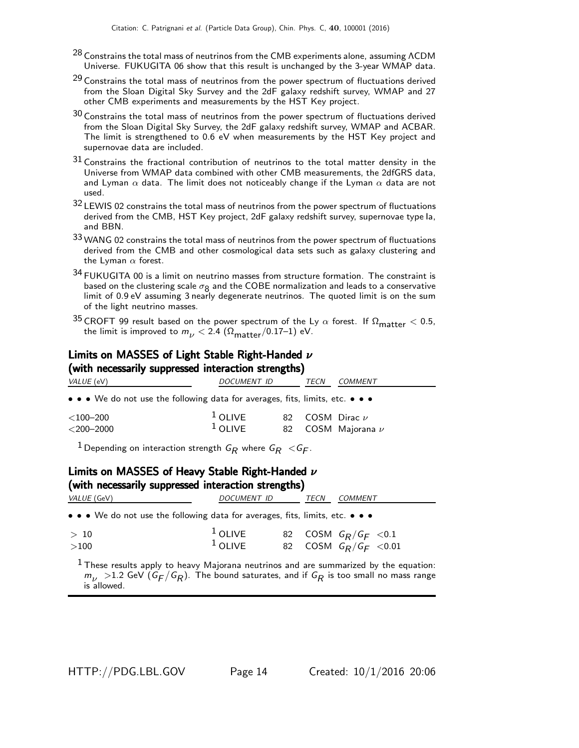[28] Constrains the total mass of neutrinos from the CMB experiments alone, assuming ΛCDM Universe. FUKUGITA 06 show that this result is unchanged by the 3-year WMAP data.

[29] Constrains the total mass of neutrinos from the power spectrum of fluctuations derived from the Sloan Digital Sky Survey and the 2dF galaxy redshift survey, WMAP and 27 other CMB experiments and measurements by the HST Key project.

[30] Constrains the total mass of neutrinos from the power spectrum of fluctuations derived from the Sloan Digital Sky Survey, the 2dF galaxy redshift survey, WMAP and ACBAR. The limit is strengthened to 0.6 eV when measurements by the HST Key project and supernovae data are included.

[31] Constrains the fractional contribution of neutrinos to the total matter density in the Universe from WMAP data combined with other CMB measurements, the 2dfGRS data, and Lyman $\alpha$ data. The limit does not noticeably change if the Lyman $\alpha$ data are not used.

[32] LEWIS 02 constrains the total mass of neutrinos from the power spectrum of fluctuations derived from the CMB, HST Key project, 2dF galaxy redshift survey, supernovae type Ia, and BBN.

[33] WANG 02 constrains the total mass of neutrinos from the power spectrum of fluctuations derived from the CMB and other cosmological data sets such as galaxy clustering and the Lyman $\alpha$ forest.

[34] FUKUGITA 00 is a limit on neutrino masses from structure formation. The constraint is based on the clustering scale $\sigma_8$ and the COBE normalization and leads to a conservative limit of 0.9 eV assuming 3 nearly degenerate neutrinos. The quoted limit is on the sum of the light neutrino masses.

[35] CROFT 99 result based on the power spectrum of the Ly $\alpha$ forest. If $\Omega_{\text{matter}} < 0.5$, the limit is improved to $m_\nu < 2.4$ ($\Omega_{\text{matter}}$/0.17–1) eV.

## Limits on MASSES of Light Stable Right-Handed $\nu$ (with necessarily suppressed interaction strengths)

| VALUE (eV) | DOCUMENT ID | | TECN | COMMENT |
|---|---|---|---|---|
| • • • We do not use the following data for averages, fits, limits, etc. • • • | | | | |
| <100–200 | [1] OLIVE | 82 | COSM | Dirac $\nu$ |
| <200–2000 | [1] OLIVE | 82 | COSM | Majorana $\nu$ |

[1] Depending on interaction strength $G_R$ where $G_R < G_F$.

## Limits on MASSES of Heavy Stable Right-Handed $\nu$ (with necessarily suppressed interaction strengths)

| VALUE (GeV) | DOCUMENT ID | | TECN | COMMENT |
|---|---|---|---|---|
| • • • We do not use the following data for averages, fits, limits, etc. • • • | | | | |
| > 10 | [1] OLIVE | 82 | COSM | $G_R/G_F$ <0.1 |
| >100 | [1] OLIVE | 82 | COSM | $G_R/G_F$ <0.01 |

[1] These results apply to heavy Majorana neutrinos and are summarized by the equation: $m_\nu$ >1.2 GeV ($G_F/G_R$). The bound saturates, and if $G_R$ is too small no mass range is allowed.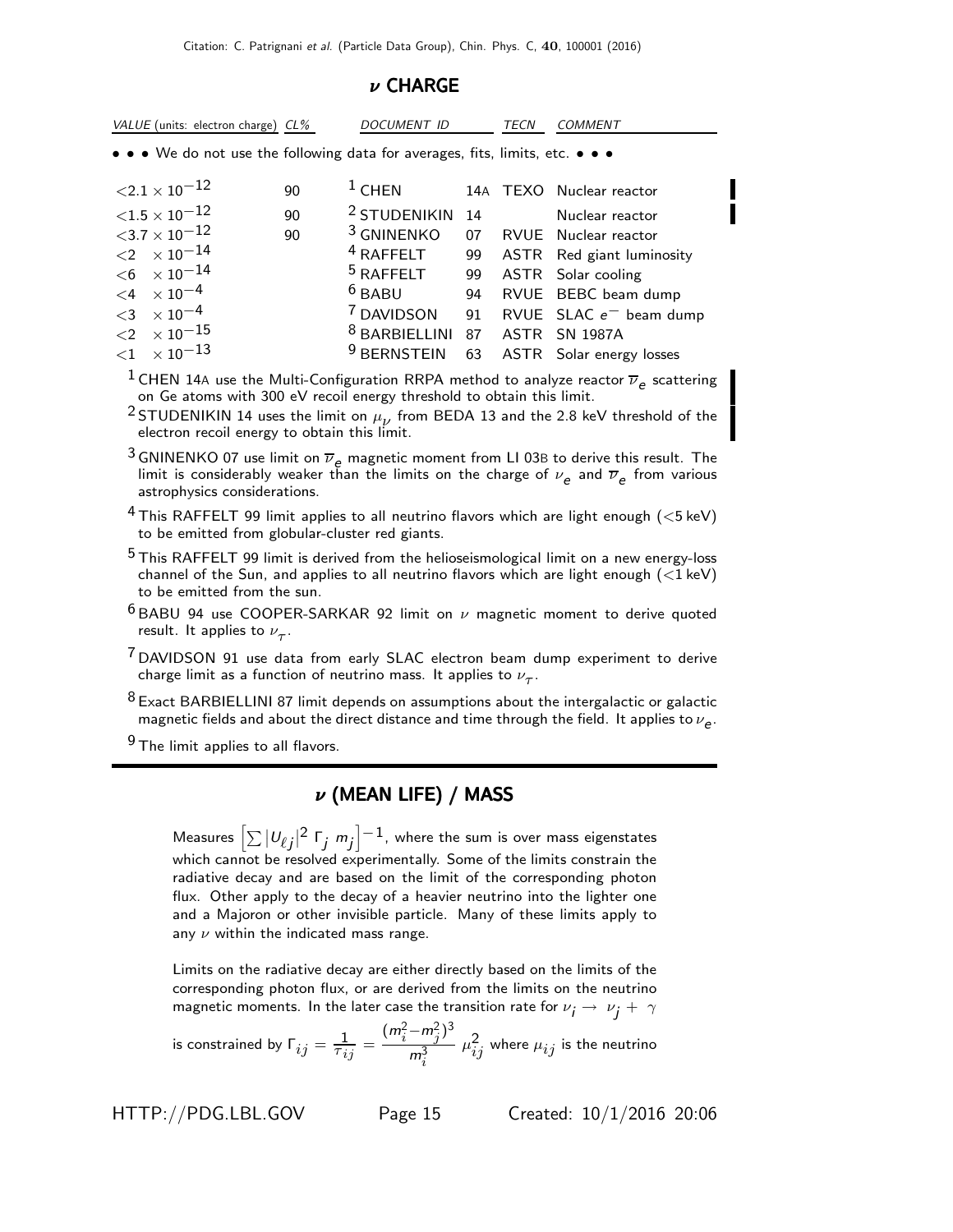## $\nu$ CHARGE

| VALUE (units: electron charge) | CL% | DOCUMENT ID | | TECN | COMMENT |
|---|---|---|---|---|---|
| • • • We do not use the following data for averages, fits, limits, etc. • • • | | | | | |
| $<2.1 \times 10^{-12}$ | 90 | [1] CHEN | 14A | TEXO | Nuclear reactor |
| $<1.5 \times 10^{-12}$ | 90 | [2] STUDENIKIN | 14 | | Nuclear reactor |
| $<3.7 \times 10^{-12}$ | 90 | [3] GNINENKO | 07 | RVUE | Nuclear reactor |
| $<2 \times 10^{-14}$ | | [4] RAFFELT | 99 | ASTR | Red giant luminosity |
| $<6 \times 10^{-14}$ | | [5] RAFFELT | 99 | ASTR | Solar cooling |
| $<4 \times 10^{-4}$ | | [6] BABU | 94 | RVUE | BEBC beam dump |
| $<3 \times 10^{-4}$ | | [7] DAVIDSON | 91 | RVUE | SLAC $e^-$ beam dump |
| $<2 \times 10^{-15}$ | | [8] BARBIELLINI | 87 | ASTR | SN 1987A |
| $<1 \times 10^{-13}$ | | [9] BERNSTEIN | 63 | ASTR | Solar energy losses |

[1] CHEN 14A use the Multi-Configuration RRPA method to analyze reactor $\overline{\nu}_e$ scattering on Ge atoms with 300 eV recoil energy threshold to obtain this limit.

[2] STUDENIKIN 14 uses the limit on $\mu_\nu$ from BEDA 13 and the 2.8 keV threshold of the electron recoil energy to obtain this limit.

[3] GNINENKO 07 use limit on $\overline{\nu}_e$ magnetic moment from LI 03B to derive this result. The limit is considerably weaker than the limits on the charge of $\nu_e$ and $\overline{\nu}_e$ from various astrophysics considerations.

[4] This RAFFELT 99 limit applies to all neutrino flavors which are light enough (<5 keV) to be emitted from globular-cluster red giants.

[5] This RAFFELT 99 limit is derived from the helioseismological limit on a new energy-loss channel of the Sun, and applies to all neutrino flavors which are light enough (<1 keV) to be emitted from the sun.

[6] BABU 94 use COOPER-SARKAR 92 limit on $\nu$ magnetic moment to derive quoted result. It applies to $\nu_\tau$.

[7] DAVIDSON 91 use data from early SLAC electron beam dump experiment to derive charge limit as a function of neutrino mass. It applies to $\nu_\tau$.

[8] Exact BARBIELLINI 87 limit depends on assumptions about the intergalactic or galactic magnetic fields and about the direct distance and time through the field. It applies to $\nu_e$.

[9] The limit applies to all flavors.

## $\nu$ (MEAN LIFE) / MASS

Measures $\left[\sum |U_{\ell j}|^2 \; \Gamma_j \; m_j\right]^{-1}$, where the sum is over mass eigenstates which cannot be resolved experimentally. Some of the limits constrain the radiative decay and are based on the limit of the corresponding photon flux. Other apply to the decay of a heavier neutrino into the lighter one and a Majoron or other invisible particle. Many of these limits apply to any $\nu$ within the indicated mass range.

Limits on the radiative decay are either directly based on the limits of the corresponding photon flux, or are derived from the limits on the neutrino magnetic moments. In the later case the transition rate for $\nu_i \rightarrow \nu_j + \gamma$ is constrained by $\Gamma_{ij} = \frac{1}{\tau_{ij}} = \frac{(m_i^2 - m_j^2)^3}{m_i^3} \; \mu_{ij}^2$ where $\mu_{ij}$ is the neutrino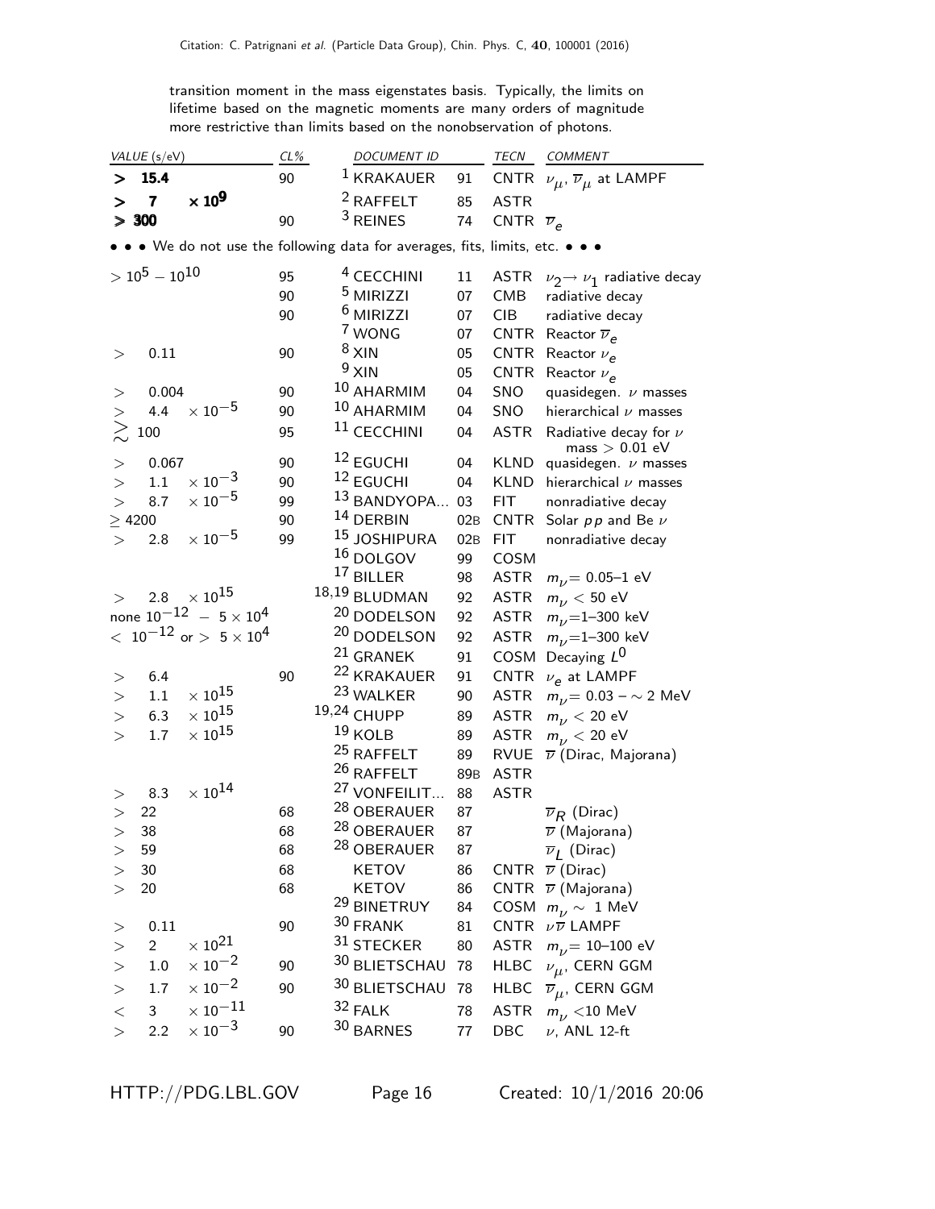transition moment in the mass eigenstates basis. Typically, the limits on lifetime based on the magnetic moments are many orders of magnitude more restrictive than limits based on the nonobservation of photons.

| VALUE (s/eV) | CL% | DOCUMENT ID | | TECN | COMMENT |
|---|---|---|---|---|---|
| **> 15.4** | 90 | [1] KRAKAUER | 91 | CNTR | $\nu_\mu$, $\overline{\nu}_\mu$ at LAMPF |
| **> 7 × 10^9** | | [2] RAFFELT | 85 | ASTR | |
| **> 300** | 90 | [3] REINES | 74 | CNTR | $\overline{\nu}_e$ |

• • • We do not use the following data for averages, fits, limits, etc. • • •

| VALUE (s/eV) | CL% | DOCUMENT ID | | TECN | COMMENT |
|---|---|---|---|---|---|
| $> 10^{5} - 10^{10}$ | 95 | [4] CECCHINI | 11 | ASTR | $\nu_2 \rightarrow \nu_1$ radiative decay |
| | 90 | [5] MIRIZZI | 07 | CMB | radiative decay |
| | 90 | [6] MIRIZZI | 07 | CIB | radiative decay |
| | | [7] WONG | 07 | CNTR | Reactor $\overline{\nu}_e$ |
| $>$ 0.11 | 90 | [8] XIN | 05 | CNTR | Reactor $\nu_e$ |
| | | [9] XIN | 05 | CNTR | Reactor $\nu_e$ |
| $>$ 0.004 | 90 | [10] AHARMIM | 04 | SNO | quasidegen. $\nu$ masses |
| $> 4.4 \times 10^{-5}$ | 90 | [10] AHARMIM | 04 | SNO | hierarchical $\nu$ masses |
| $\gtrsim 100$ | 95 | [11] CECCHINI | 04 | ASTR | Radiative decay for $\nu$ mass $> 0.01$ eV |
| $>$ 0.067 | 90 | [12] EGUCHI | 04 | KLND | quasidegen. $\nu$ masses |
| $> 1.1 \times 10^{-3}$ | 90 | [12] EGUCHI | 04 | KLND | hierarchical $\nu$ masses |
| $> 8.7 \times 10^{-5}$ | 99 | [13] BANDYOPA... | 03 | FIT | nonradiative decay |
| $\geq 4200$ | 90 | [14] DERBIN | 02B | CNTR | Solar $pp$ and Be $\nu$ |
| $> 2.8 \times 10^{-5}$ | 99 | [15] JOSHIPURA | 02B | FIT | nonradiative decay |
| | | [16] DOLGOV | 99 | COSM | |
| | | [17] BILLER | 98 | ASTR | $m_\nu$= 0.05–1 eV |
| $> 2.8 \times 10^{15}$ | | [18,19] BLUDMAN | 92 | ASTR | $m_\nu < 50$ eV |
| none $10^{-12} - 5 \times 10^{4}$ | | [20] DODELSON | 92 | ASTR | $m_\nu$=1–300 keV |
| $< 10^{-12}$ or $> 5 \times 10^{4}$ | | [20] DODELSON | 92 | ASTR | $m_\nu$=1–300 keV |
| | | [21] GRANEK | 91 | COSM | Decaying $L^0$ |
| $>$ 6.4 | 90 | [22] KRAKAUER | 91 | CNTR | $\nu_e$ at LAMPF |
| $> 1.1 \times 10^{15}$ | | [23] WALKER | 90 | ASTR | $m_\nu = 0.03 - \sim 2$ MeV |
| $> 6.3 \times 10^{15}$ | | [19,24] CHUPP | 89 | ASTR | $m_\nu < 20$ eV |
| $> 1.7 \times 10^{15}$ | | [19] KOLB | 89 | ASTR | $m_\nu < 20$ eV |
| | | [25] RAFFELT | 89 | RVUE | $\overline{\nu}$ (Dirac, Majorana) |
| | | [26] RAFFELT | 89B | ASTR | |
| $> 8.3 \times 10^{14}$ | | [27] VONFEILIT... | 88 | ASTR | |
| $>$ 22 | 68 | [28] OBERAUER | 87 | | $\overline{\nu}_R$ (Dirac) |
| $>$ 38 | 68 | [28] OBERAUER | 87 | | $\overline{\nu}$ (Majorana) |
| $>$ 59 | 68 | [28] OBERAUER | 87 | | $\overline{\nu}_L$ (Dirac) |
| $>$ 30 | 68 | KETOV | 86 | CNTR | $\overline{\nu}$ (Dirac) |
| $>$ 20 | 68 | KETOV | 86 | CNTR | $\overline{\nu}$ (Majorana) |
| | | [29] BINETRUY | 84 | COSM | $m_\nu \sim$ 1 MeV |
| $>$ 0.11 | 90 | [30] FRANK | 81 | CNTR | $\nu\overline{\nu}$ LAMPF |
| $> 2 \times 10^{21}$ | | [31] STECKER | 80 | ASTR | $m_\nu$= 10–100 eV |
| $> 1.0 \times 10^{-2}$ | 90 | [30] BLIETSCHAU | 78 | HLBC | $\nu_\mu$, CERN GGM |
| $> 1.7 \times 10^{-2}$ | 90 | [30] BLIETSCHAU | 78 | HLBC | $\overline{\nu}_\mu$, CERN GGM |
| $< 3 \times 10^{-11}$ | | [32] FALK | 78 | ASTR | $m_\nu$ <10 MeV |
| $> 2.2 \times 10^{-3}$ | 90 | [30] BARNES | 77 | DBC | $\nu$, ANL 12-ft |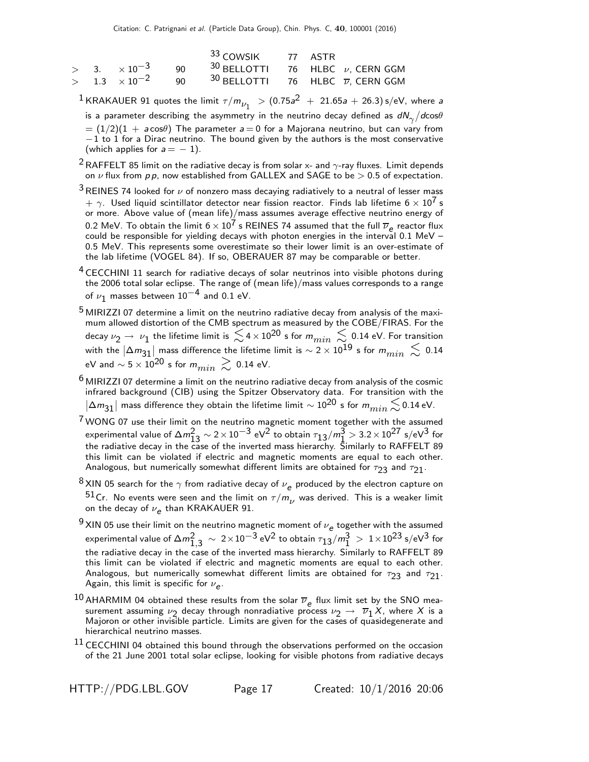| | | | | | |
|---|---|---|---|---|---|
| | | | [33] COWSIK | 77 | ASTR |
| > 3. | $\times 10^{-3}$ | 90 | [30] BELLOTTI | 76 | HLBC $\nu$, CERN GGM |
| > 1.3 | $\times 10^{-2}$ | 90 | [30] BELLOTTI | 76 | HLBC $\overline{\nu}$, CERN GGM |

[1] KRAKAUER 91 quotes the limit $\tau/m_{\nu_1} > (0.75a^2 + 21.65a + 26.3)$ s/eV, where $a$ is a parameter describing the asymmetry in the neutrino decay defined as $dN_\gamma/d\cos\theta = (1/2)(1 + a\cos\theta)$ The parameter $a = 0$ for a Majorana neutrino, but can vary from $-1$ to 1 for a Dirac neutrino. The bound given by the authors is the most conservative (which applies for $a = -1$).

[2] RAFFELT 85 limit on the radiative decay is from solar x- and $\gamma$-ray fluxes. Limit depends on $\nu$ flux from $pp$, now established from GALLEX and SAGE to be $> 0.5$ of expectation.

[3] REINES 74 looked for $\nu$ of nonzero mass decaying radiatively to a neutral of lesser mass $+ \gamma$. Used liquid scintillator detector near fission reactor. Finds lab lifetime $6 \times 10^7$ s or more. Above value of (mean life)/mass assumes average effective neutrino energy of 0.2 MeV. To obtain the limit $6 \times 10^7$ s REINES 74 assumed that the full $\overline{\nu}_e$ reactor flux could be responsible for yielding decays with photon energies in the interval 0.1 MeV – 0.5 MeV. This represents some overestimate so their lower limit is an over-estimate of the lab lifetime (VOGEL 84). If so, OBERAUER 87 may be comparable or better.

[4] CECCHINI 11 search for radiative decays of solar neutrinos into visible photons during the 2006 total solar eclipse. The range of (mean life)/mass values corresponds to a range of $\nu_1$ masses between $10^{-4}$ and 0.1 eV.

[5] MIRIZZI 07 determine a limit on the neutrino radiative decay from analysis of the maximum allowed distortion of the CMB spectrum as measured by the COBE/FIRAS. For the decay $\nu_2 \rightarrow \nu_1$ the lifetime limit is $\lesssim 4 \times 10^{20}$ s for $m_{min} \lesssim 0.14$ eV. For transition with the $|\Delta m_{31}|$ mass difference the lifetime limit is $\sim 2 \times 10^{19}$ s for $m_{min} \lesssim 0.14$ eV and $\sim 5 \times 10^{20}$ s for $m_{min} \gtrsim 0.14$ eV.

[6] MIRIZZI 07 determine a limit on the neutrino radiative decay from analysis of the cosmic infrared background (CIB) using the Spitzer Observatory data. For transition with the $|\Delta m_{31}|$ mass difference they obtain the lifetime limit $\sim 10^{20}$ s for $m_{min} \lesssim 0.14$ eV.

[7] WONG 07 use their limit on the neutrino magnetic moment together with the assumed experimental value of $\Delta m^2_{13} \sim 2 \times 10^{-3}$ eV$^2$ to obtain $\tau_{13}/m_1^3 > 3.2 \times 10^{27}$ s/eV$^3$ for the radiative decay in the case of the inverted mass hierarchy. Similarly to RAFFELT 89 this limit can be violated if electric and magnetic moments are equal to each other. Analogous, but numerically somewhat different limits are obtained for $\tau_{23}$ and $\tau_{21}$.

[8] XIN 05 search for the $\gamma$ from radiative decay of $\nu_e$ produced by the electron capture on $^{51}$Cr. No events were seen and the limit on $\tau/m_\nu$ was derived. This is a weaker limit on the decay of $\nu_e$ than KRAKAUER 91.

[9] XIN 05 use their limit on the neutrino magnetic moment of $\nu_e$ together with the assumed experimental value of $\Delta m^2_{1,3} \sim 2 \times 10^{-3}$ eV$^2$ to obtain $\tau_{13}/m_1^3 > 1 \times 10^{23}$ s/eV$^3$ for the radiative decay in the case of the inverted mass hierarchy. Similarly to RAFFELT 89 this limit can be violated if electric and magnetic moments are equal to each other. Analogous, but numerically somewhat different limits are obtained for $\tau_{23}$ and $\tau_{21}$. Again, this limit is specific for $\nu_e$.

[10] AHARMIM 04 obtained these results from the solar $\overline{\nu}_e$ flux limit set by the SNO measurement assuming $\nu_2$ decay through nonradiative process $\nu_2 \rightarrow \overline{\nu}_1 X$, where $X$ is a Majoron or other invisible particle. Limits are given for the cases of quasidegenerate and hierarchical neutrino masses.

[11] CECCHINI 04 obtained this bound through the observations performed on the occasion of the 21 June 2001 total solar eclipse, looking for visible photons from radiative decays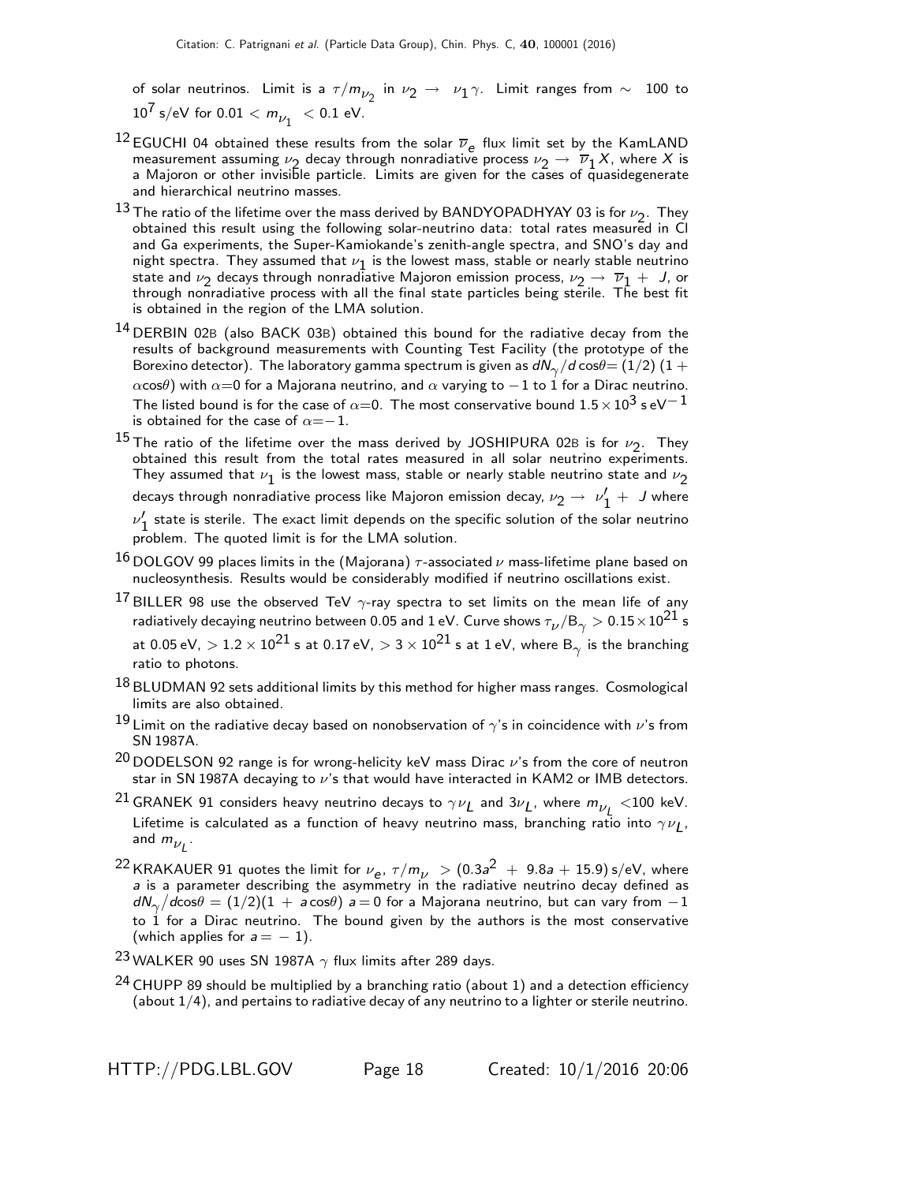of solar neutrinos. Limit is a $\tau/m_{\nu_2}$ in $\nu_2 \rightarrow \nu_1 \gamma$. Limit ranges from $\sim$ 100 to $10^7$ s/eV for $0.01 < m_{\nu_1} < 0.1$ eV.

[12] EGUCHI 04 obtained these results from the solar $\overline{\nu}_e$ flux limit set by the KamLAND measurement assuming $\nu_2$ decay through nonradiative process $\nu_2 \rightarrow \overline{\nu}_1 X$, where $X$ is a Majoron or other invisible particle. Limits are given for the cases of quasidegenerate and hierarchical neutrino masses.

[13] The ratio of the lifetime over the mass derived by BANDYOPADHYAY 03 is for $\nu_2$. They obtained this result using the following solar-neutrino data: total rates measured in Cl and Ga experiments, the Super-Kamiokande's zenith-angle spectra, and SNO's day and night spectra. They assumed that $\nu_1$ is the lowest mass, stable or nearly stable neutrino state and $\nu_2$ decays through nonradiative Majoron emission process, $\nu_2 \rightarrow \overline{\nu}_1 + J$, or through nonradiative process with all the final state particles being sterile. The best fit is obtained in the region of the LMA solution.

[14] DERBIN 02B (also BACK 03B) obtained this bound for the radiative decay from the results of background measurements with Counting Test Facility (the prototype of the Borexino detector). The laboratory gamma spectrum is given as $dN_\gamma/d\cos\theta = (1/2)\,(1 + \alpha\cos\theta)$ with $\alpha$=0 for a Majorana neutrino, and $\alpha$ varying to $-1$ to 1 for a Dirac neutrino. The listed bound is for the case of $\alpha$=0. The most conservative bound $1.5 \times 10^3$ s eV$^{-1}$ is obtained for the case of $\alpha=-1$.

[15] The ratio of the lifetime over the mass derived by JOSHIPURA 02B is for $\nu_2$. They obtained this result from the total rates measured in all solar neutrino experiments. They assumed that $\nu_1$ is the lowest mass, stable or nearly stable neutrino state and $\nu_2$ decays through nonradiative process like Majoron emission decay, $\nu_2 \rightarrow \nu_1' + J$ where $\nu_1'$ state is sterile. The exact limit depends on the specific solution of the solar neutrino problem. The quoted limit is for the LMA solution.

[16] DOLGOV 99 places limits in the (Majorana) $\tau$-associated $\nu$ mass-lifetime plane based on nucleosynthesis. Results would be considerably modified if neutrino oscillations exist.

[17] BILLER 98 use the observed TeV $\gamma$-ray spectra to set limits on the mean life of any radiatively decaying neutrino between 0.05 and 1 eV. Curve shows $\tau_\nu/\text{B}_\gamma > 0.15 \times 10^{21}$ s at 0.05 eV, $> 1.2 \times 10^{21}$ s at 0.17 eV, $> 3 \times 10^{21}$ s at 1 eV, where $\text{B}_\gamma$ is the branching ratio to photons.

[18] BLUDMAN 92 sets additional limits by this method for higher mass ranges. Cosmological limits are also obtained.

[19] Limit on the radiative decay based on nonobservation of $\gamma$'s in coincidence with $\nu$'s from SN 1987A.

[20] DODELSON 92 range is for wrong-helicity keV mass Dirac $\nu$'s from the core of neutron star in SN 1987A decaying to $\nu$'s that would have interacted in KAM2 or IMB detectors.

[21] GRANEK 91 considers heavy neutrino decays to $\gamma \nu_L$ and $3\nu_L$, where $m_{\nu_L} <$100 keV. Lifetime is calculated as a function of heavy neutrino mass, branching ratio into $\gamma \nu_L$, and $m_{\nu_L}$.

[22] KRAKAUER 91 quotes the limit for $\nu_e$, $\tau/m_\nu > (0.3a^2 + 9.8a + 15.9)$ s/eV, where $a$ is a parameter describing the asymmetry in the radiative neutrino decay defined as $dN_\gamma/d\cos\theta = (1/2)(1 + a\cos\theta)$ $a = 0$ for a Majorana neutrino, but can vary from $-1$ to 1 for a Dirac neutrino. The bound given by the authors is the most conservative (which applies for $a = -1$).

[23] WALKER 90 uses SN 1987A $\gamma$ flux limits after 289 days.

[24] CHUPP 89 should be multiplied by a branching ratio (about 1) and a detection efficiency (about 1/4), and pertains to radiative decay of any neutrino to a lighter or sterile neutrino.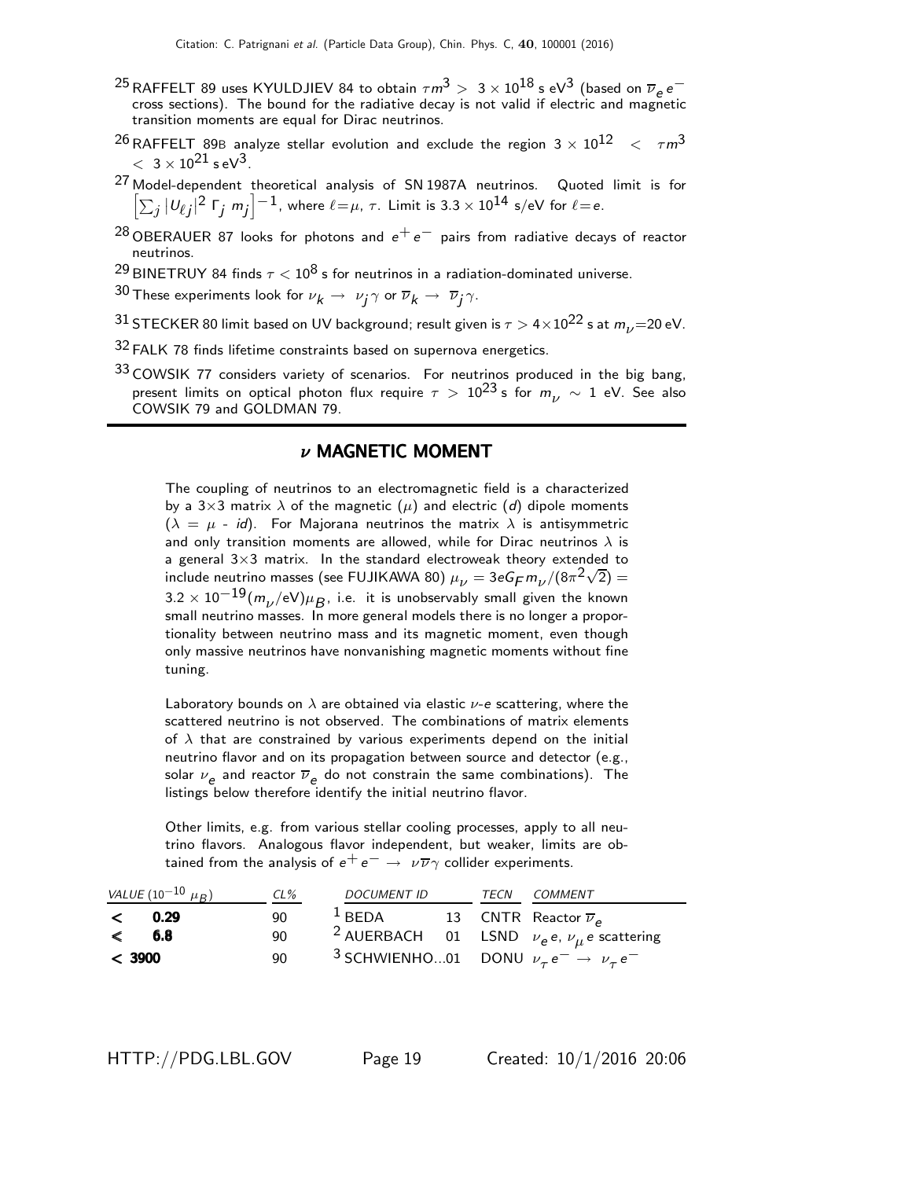[25] RAFFELT 89 uses KYULDJIEV 84 to obtain $\tau m^3 > 3 \times 10^{18}$ s eV$^3$ (based on $\overline{\nu}_e e^-$ cross sections). The bound for the radiative decay is not valid if electric and magnetic transition moments are equal for Dirac neutrinos.

[26] RAFFELT 89B analyze stellar evolution and exclude the region $3 \times 10^{12} < \tau m^3 < 3 \times 10^{21}$ s eV$^3$.

[27] Model-dependent theoretical analysis of SN 1987A neutrinos. Quoted limit is for $\left[\sum_j |U_{\ell j}|^2 \, \Gamma_j \, m_j\right]^{-1}$, where $\ell = \mu$, $\tau$. Limit is $3.3 \times 10^{14}$ s/eV for $\ell = e$.

[28] OBERAUER 87 looks for photons and $e^+ e^-$ pairs from radiative decays of reactor neutrinos.

[29] BINETRUY 84 finds $\tau < 10^8$ s for neutrinos in a radiation-dominated universe.

[30] These experiments look for $\nu_k \rightarrow \nu_j \gamma$ or $\overline{\nu}_k \rightarrow \overline{\nu}_j \gamma$.

[31] STECKER 80 limit based on UV background; result given is $\tau > 4 \times 10^{22}$ s at $m_\nu = 20$ eV.

[32] FALK 78 finds lifetime constraints based on supernova energetics.

[33] COWSIK 77 considers variety of scenarios. For neutrinos produced in the big bang, present limits on optical photon flux require $\tau > 10^{23}$ s for $m_\nu \sim 1$ eV. See also COWSIK 79 and GOLDMAN 79.

## $\nu$ MAGNETIC MOMENT

The coupling of neutrinos to an electromagnetic field is a characterized by a 3×3 matrix $\lambda$ of the magnetic ($\mu$) and electric ($d$) dipole moments ($\lambda = \mu$ - $id$). For Majorana neutrinos the matrix $\lambda$ is antisymmetric and only transition moments are allowed, while for Dirac neutrinos $\lambda$ is a general 3×3 matrix. In the standard electroweak theory extended to include neutrino masses (see FUJIKAWA 80) $\mu_\nu = 3eG_F m_\nu / (8\pi^2\sqrt{2}) = 3.2 \times 10^{-19} (m_\nu/\text{eV}) \mu_B$, i.e. it is unobservably small given the known small neutrino masses. In more general models there is no longer a proportionality between neutrino mass and its magnetic moment, even though only massive neutrinos have nonvanishing magnetic moments without fine tuning.

Laboratory bounds on $\lambda$ are obtained via elastic $\nu$-$e$ scattering, where the scattered neutrino is not observed. The combinations of matrix elements of $\lambda$ that are constrained by various experiments depend on the initial neutrino flavor and on its propagation between source and detector (e.g., solar $\nu_e$ and reactor $\overline{\nu}_e$ do not constrain the same combinations). The listings below therefore identify the initial neutrino flavor.

Other limits, e.g. from various stellar cooling processes, apply to all neutrino flavors. Analogous flavor independent, but weaker, limits are obtained from the analysis of $e^+ e^- \rightarrow \nu\overline{\nu}\gamma$ collider experiments.

| VALUE ($10^{-10}$ $\mu_B$) | CL% | DOCUMENT ID | | TECN | COMMENT |
|---|---|---|---|---|---|
| **< 0.29** | 90 | [1] BEDA | 13 | CNTR | Reactor $\overline{\nu}_e$ |
| **< 6.8** | 90 | [2] AUERBACH | 01 | LSND | $\nu_e e$, $\nu_\mu e$ scattering |
| **< 3900** | 90 | [3] SCHWIENHO... | 01 | DONU | $\nu_\tau e^- \rightarrow \nu_\tau e^-$ |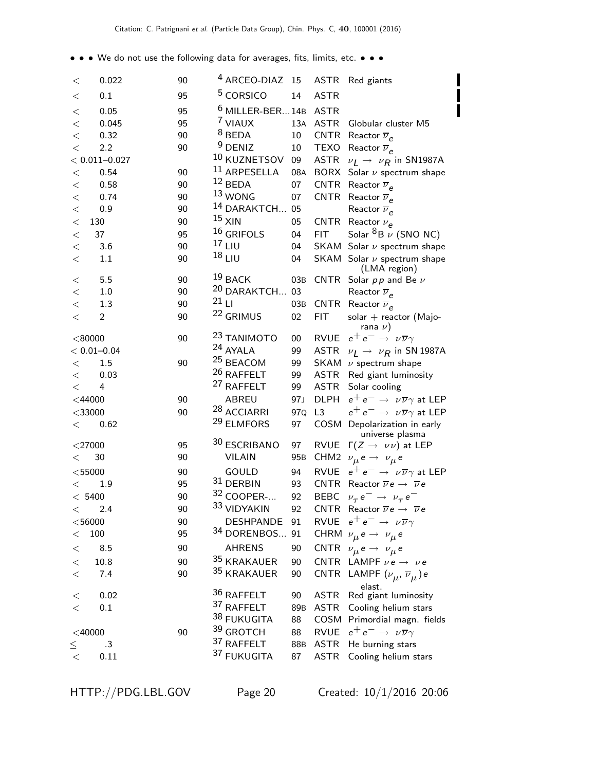• • • We do not use the following data for averages, fits, limits, etc. • • •

| VALUE | CL% | DOCUMENT ID | | TECN | COMMENT |
|---|---|---|---|---|---|
| < 0.022 | 90 | [4] ARCEO-DIAZ | 15 | ASTR | Red giants |
| < 0.1 | 95 | [5] CORSICO | 14 | ASTR | |
| < 0.05 | 95 | [6] MILLER-BER... | 14B | ASTR | |
| < 0.045 | 95 | [7] VIAUX | 13A | ASTR | Globular cluster M5 |
| < 0.32 | 90 | [8] BEDA | 10 | CNTR | Reactor $\overline{\nu}_e$ |
| < 2.2 | 90 | [9] DENIZ | 10 | TEXO | Reactor $\overline{\nu}_e$ |
| < 0.011–0.027 | | [10] KUZNETSOV | 09 | ASTR | $\nu_L \rightarrow \nu_R$ in SN1987A |
| < 0.54 | 90 | [11] ARPESELLA | 08A | BORX | Solar $\nu$ spectrum shape |
| < 0.58 | 90 | [12] BEDA | 07 | CNTR | Reactor $\overline{\nu}_e$ |
| < 0.74 | 90 | [13] WONG | 07 | CNTR | Reactor $\overline{\nu}_e$ |
| < 0.9 | 90 | [14] DARAKTCH... | 05 | | Reactor $\overline{\nu}_e$ |
| < 130 | 90 | [15] XIN | 05 | CNTR | Reactor $\nu_e$ |
| < 37 | 95 | [16] GRIFOLS | 04 | FIT | Solar $^8$B $\nu$ (SNO NC) |
| < 3.6 | 90 | [17] LIU | 04 | SKAM | Solar $\nu$ spectrum shape |
| < 1.1 | 90 | [18] LIU | 04 | SKAM | Solar $\nu$ spectrum shape (LMA region) |
| < 5.5 | 90 | [19] BACK | 03B | CNTR | Solar $pp$ and Be $\nu$ |
| < 1.0 | 90 | [20] DARAKTCH... | 03 | | Reactor $\overline{\nu}_e$ |
| < 1.3 | 90 | [21] LI | 03B | CNTR | Reactor $\overline{\nu}_e$ |
| < 2 | 90 | [22] GRIMUS | 02 | FIT | solar + reactor (Majorana $\nu$) |
| <80000 | 90 | [23] TANIMOTO | 00 | RVUE | $e^+ e^- \rightarrow \nu\overline{\nu}\gamma$ |
| < 0.01–0.04 | | [24] AYALA | 99 | ASTR | $\nu_L \rightarrow \nu_R$ in SN 1987A |
| < 1.5 | 90 | [25] BEACOM | 99 | SKAM | $\nu$ spectrum shape |
| < 0.03 | | [26] RAFFELT | 99 | ASTR | Red giant luminosity |
| < 4 | | [27] RAFFELT | 99 | ASTR | Solar cooling |
| <44000 | 90 | ABREU | 97J | DLPH | $e^+ e^- \rightarrow \nu\overline{\nu}\gamma$ at LEP |
| <33000 | 90 | [28] ACCIARRI | 97Q | L3 | $e^+ e^- \rightarrow \nu\overline{\nu}\gamma$ at LEP |
| < 0.62 | | [29] ELMFORS | 97 | COSM | Depolarization in early universe plasma |
| <27000 | 95 | [30] ESCRIBANO | 97 | RVUE | $\Gamma(Z \rightarrow \nu\nu)$ at LEP |
| < 30 | 90 | VILAIN | 95B | CHM2 | $\nu_\mu e \rightarrow \nu_\mu e$ |
| <55000 | 90 | GOULD | 94 | RVUE | $e^+ e^- \rightarrow \nu\overline{\nu}\gamma$ at LEP |
| < 1.9 | 95 | [31] DERBIN | 93 | CNTR | Reactor $\overline{\nu} e \rightarrow \overline{\nu} e$ |
| < 5400 | 90 | [32] COOPER-... | 92 | BEBC | $\nu_\tau e^- \rightarrow \nu_\tau e^-$ |
| < 2.4 | 90 | [33] VIDYAKIN | 92 | CNTR | Reactor $\overline{\nu} e \rightarrow \overline{\nu} e$ |
| <56000 | 90 | DESHPANDE | 91 | RVUE | $e^+ e^- \rightarrow \nu\overline{\nu}\gamma$ |
| < 100 | 95 | [34] DORENBOS... | 91 | CHRM | $\nu_\mu e \rightarrow \nu_\mu e$ |
| < 8.5 | 90 | AHRENS | 90 | CNTR | $\nu_\mu e \rightarrow \nu_\mu e$ |
| < 10.8 | 90 | [35] KRAKAUER | 90 | CNTR | LAMPF $\nu e \rightarrow \nu e$ |
| < 7.4 | 90 | [35] KRAKAUER | 90 | CNTR | LAMPF $(\nu_\mu, \overline{\nu}_\mu) e$ elast. |
| < 0.02 | | [36] RAFFELT | 90 | ASTR | Red giant luminosity |
| < 0.1 | | [37] RAFFELT | 89B | ASTR | Cooling helium stars |
| | | [38] FUKUGITA | 88 | COSM | Primordial magn. fields |
| <40000 | 90 | [39] GROTCH | 88 | RVUE | $e^+ e^- \rightarrow \nu\overline{\nu}\gamma$ |
| ≤ .3 | | [37] RAFFELT | 88B | ASTR | He burning stars |
| < 0.11 | | [37] FUKUGITA | 87 | ASTR | Cooling helium stars |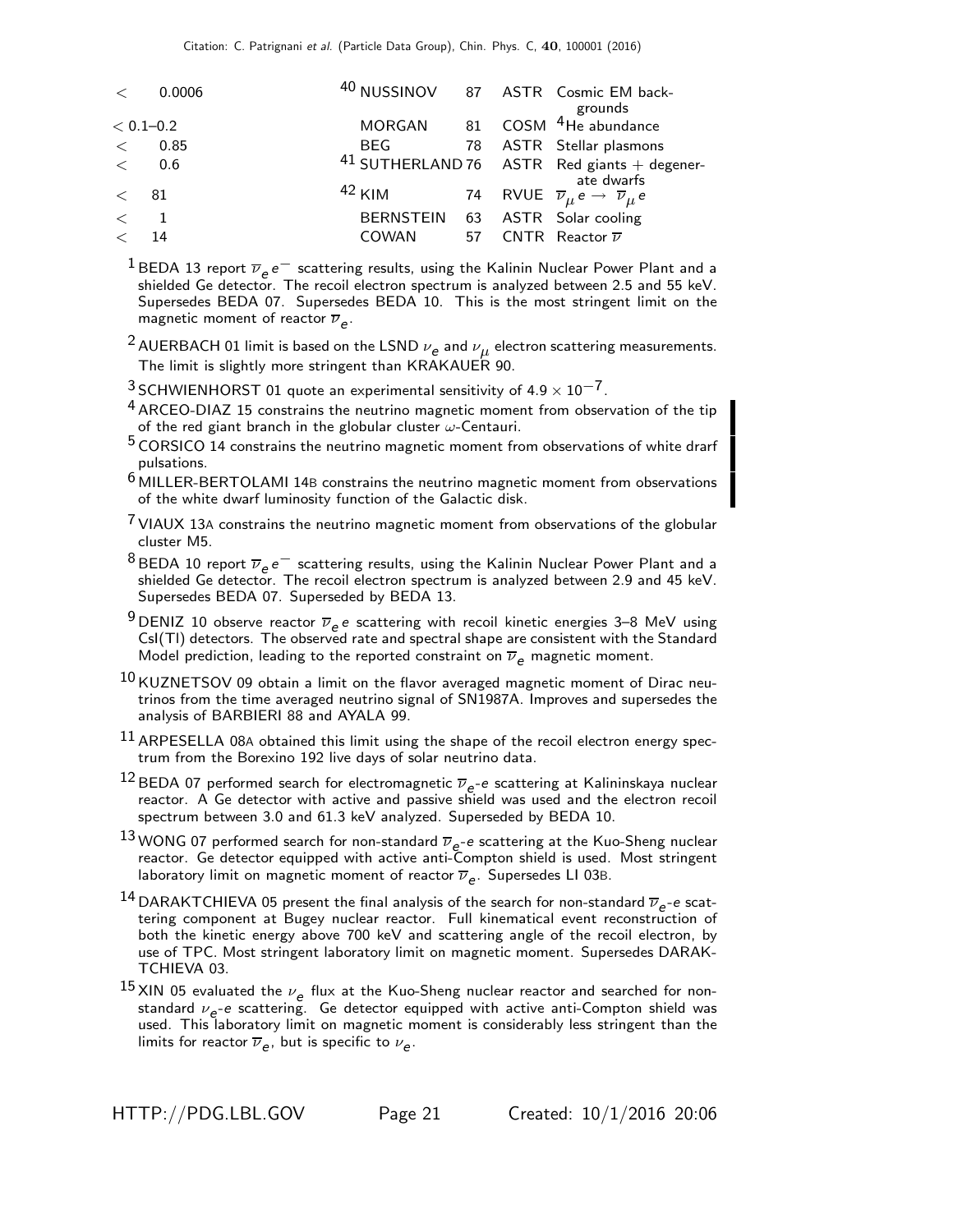| | | | | |
|---|---|---|---|---|
| $<$ 0.0006 | [40] NUSSINOV | 87 | ASTR | Cosmic EM backgrounds |
| $<$ 0.1–0.2 | MORGAN | 81 | COSM | $^4$He abundance |
| $<$ 0.85 | BEG | 78 | ASTR | Stellar plasmons |
| $<$ 0.6 | [41] SUTHERLAND | 76 | ASTR | Red giants + degenerate dwarfs |
| $<$ 81 | [42] KIM | 74 | RVUE | $\overline{\nu}_\mu e \to \overline{\nu}_\mu e$ |
| $<$ 1 | BERNSTEIN | 63 | ASTR | Solar cooling |
| $<$ 14 | COWAN | 57 | CNTR | Reactor $\overline{\nu}$ |

[1] BEDA 13 report $\overline{\nu}_e e^-$ scattering results, using the Kalinin Nuclear Power Plant and a shielded Ge detector. The recoil electron spectrum is analyzed between 2.5 and 55 keV. Supersedes BEDA 07. Supersedes BEDA 10. This is the most stringent limit on the magnetic moment of reactor $\overline{\nu}_e$.

[2] AUERBACH 01 limit is based on the LSND $\nu_e$ and $\nu_\mu$ electron scattering measurements. The limit is slightly more stringent than KRAKAUER 90.

[3] SCHWIENHORST 01 quote an experimental sensitivity of $4.9 \times 10^{-7}$.

[4] ARCEO-DIAZ 15 constrains the neutrino magnetic moment from observation of the tip of the red giant branch in the globular cluster $\omega$-Centauri.

[5] CORSICO 14 constrains the neutrino magnetic moment from observations of white drarf pulsations.

[6] MILLER-BERTOLAMI 14B constrains the neutrino magnetic moment from observations of the white dwarf luminosity function of the Galactic disk.

[7] VIAUX 13A constrains the neutrino magnetic moment from observations of the globular cluster M5.

[8] BEDA 10 report $\overline{\nu}_e e^-$ scattering results, using the Kalinin Nuclear Power Plant and a shielded Ge detector. The recoil electron spectrum is analyzed between 2.9 and 45 keV. Supersedes BEDA 07. Superseded by BEDA 13.

[9] DENIZ 10 observe reactor $\overline{\nu}_e e$ scattering with recoil kinetic energies 3–8 MeV using CsI(Tl) detectors. The observed rate and spectral shape are consistent with the Standard Model prediction, leading to the reported constraint on $\overline{\nu}_e$ magnetic moment.

[10] KUZNETSOV 09 obtain a limit on the flavor averaged magnetic moment of Dirac neutrinos from the time averaged neutrino signal of SN1987A. Improves and supersedes the analysis of BARBIERI 88 and AYALA 99.

[11] ARPESELLA 08A obtained this limit using the shape of the recoil electron energy spectrum from the Borexino 192 live days of solar neutrino data.

[12] BEDA 07 performed search for electromagnetic $\overline{\nu}_e$-$e$ scattering at Kalininskaya nuclear reactor. A Ge detector with active and passive shield was used and the electron recoil spectrum between 3.0 and 61.3 keV analyzed. Superseded by BEDA 10.

[13] WONG 07 performed search for non-standard $\overline{\nu}_e$-$e$ scattering at the Kuo-Sheng nuclear reactor. Ge detector equipped with active anti-Compton shield is used. Most stringent laboratory limit on magnetic moment of reactor $\overline{\nu}_e$. Supersedes LI 03B.

[14] DARAKTCHIEVA 05 present the final analysis of the search for non-standard $\overline{\nu}_e$-$e$ scattering component at Bugey nuclear reactor. Full kinematical event reconstruction of both the kinetic energy above 700 keV and scattering angle of the recoil electron, by use of TPC. Most stringent laboratory limit on magnetic moment. Supersedes DARAKTCHIEVA 03.

[15] XIN 05 evaluated the $\nu_e$ flux at the Kuo-Sheng nuclear reactor and searched for non-standard $\nu_e$-$e$ scattering. Ge detector equipped with active anti-Compton shield was used. This laboratory limit on magnetic moment is considerably less stringent than the limits for reactor $\overline{\nu}_e$, but is specific to $\nu_e$.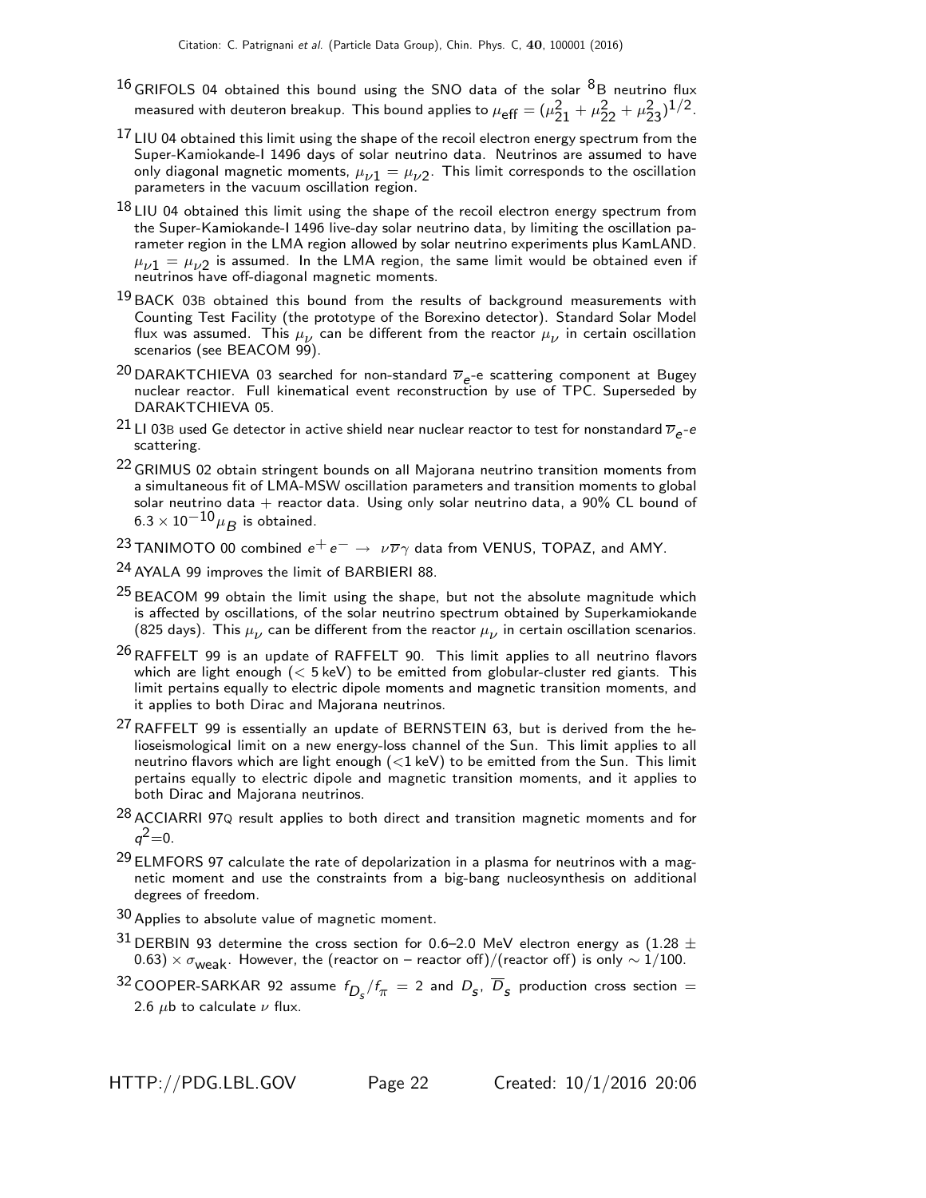[16] GRIFOLS 04 obtained this bound using the SNO data of the solar $^8$B neutrino flux measured with deuteron breakup. This bound applies to $\mu_{\rm eff} = (\mu_{21}^2 + \mu_{22}^2 + \mu_{23}^2)^{1/2}$.

[17] LIU 04 obtained this limit using the shape of the recoil electron energy spectrum from the Super-Kamiokande-I 1496 days of solar neutrino data. Neutrinos are assumed to have only diagonal magnetic moments, $\mu_{\nu 1} = \mu_{\nu 2}$. This limit corresponds to the oscillation parameters in the vacuum oscillation region.

[18] LIU 04 obtained this limit using the shape of the recoil electron energy spectrum from the Super-Kamiokande-I 1496 live-day solar neutrino data, by limiting the oscillation parameter region in the LMA region allowed by solar neutrino experiments plus KamLAND. $\mu_{\nu 1} = \mu_{\nu 2}$ is assumed. In the LMA region, the same limit would be obtained even if neutrinos have off-diagonal magnetic moments.

[19] BACK 03B obtained this bound from the results of background measurements with Counting Test Facility (the prototype of the Borexino detector). Standard Solar Model flux was assumed. This $\mu_\nu$ can be different from the reactor $\mu_\nu$ in certain oscillation scenarios (see BEACOM 99).

[20] DARAKTCHIEVA 03 searched for non-standard $\overline{\nu}_e$-e scattering component at Bugey nuclear reactor. Full kinematical event reconstruction by use of TPC. Superseded by DARAKTCHIEVA 05.

[21] LI 03B used Ge detector in active shield near nuclear reactor to test for nonstandard $\overline{\nu}_e$-$e$ scattering.

[22] GRIMUS 02 obtain stringent bounds on all Majorana neutrino transition moments from a simultaneous fit of LMA-MSW oscillation parameters and transition moments to global solar neutrino data + reactor data. Using only solar neutrino data, a 90% CL bound of $6.3 \times 10^{-10} \mu_B$ is obtained.

[23] TANIMOTO 00 combined $e^+ e^- \rightarrow \nu \overline{\nu} \gamma$ data from VENUS, TOPAZ, and AMY.

[24] AYALA 99 improves the limit of BARBIERI 88.

[25] BEACOM 99 obtain the limit using the shape, but not the absolute magnitude which is affected by oscillations, of the solar neutrino spectrum obtained by Superkamiokande (825 days). This $\mu_\nu$ can be different from the reactor $\mu_\nu$ in certain oscillation scenarios.

[26] RAFFELT 99 is an update of RAFFELT 90. This limit applies to all neutrino flavors which are light enough ($<$ 5 keV) to be emitted from globular-cluster red giants. This limit pertains equally to electric dipole moments and magnetic transition moments, and it applies to both Dirac and Majorana neutrinos.

[27] RAFFELT 99 is essentially an update of BERNSTEIN 63, but is derived from the helioseismological limit on a new energy-loss channel of the Sun. This limit applies to all neutrino flavors which are light enough ($<$1 keV) to be emitted from the Sun. This limit pertains equally to electric dipole and magnetic transition moments, and it applies to both Dirac and Majorana neutrinos.

[28] ACCIARRI 97Q result applies to both direct and transition magnetic moments and for $q^2$=0.

[29] ELMFORS 97 calculate the rate of depolarization in a plasma for neutrinos with a magnetic moment and use the constraints from a big-bang nucleosynthesis on additional degrees of freedom.

[30] Applies to absolute value of magnetic moment.

[31] DERBIN 93 determine the cross section for 0.6–2.0 MeV electron energy as $(1.28 \pm 0.63) \times \sigma_{\rm weak}$. However, the (reactor on – reactor off)/(reactor off) is only $\sim 1/100$.

[32] COOPER-SARKAR 92 assume $f_{D_s}/f_\pi = 2$ and $D_s$, $\overline{D}_s$ production cross section = 2.6 $\mu$b to calculate $\nu$ flux.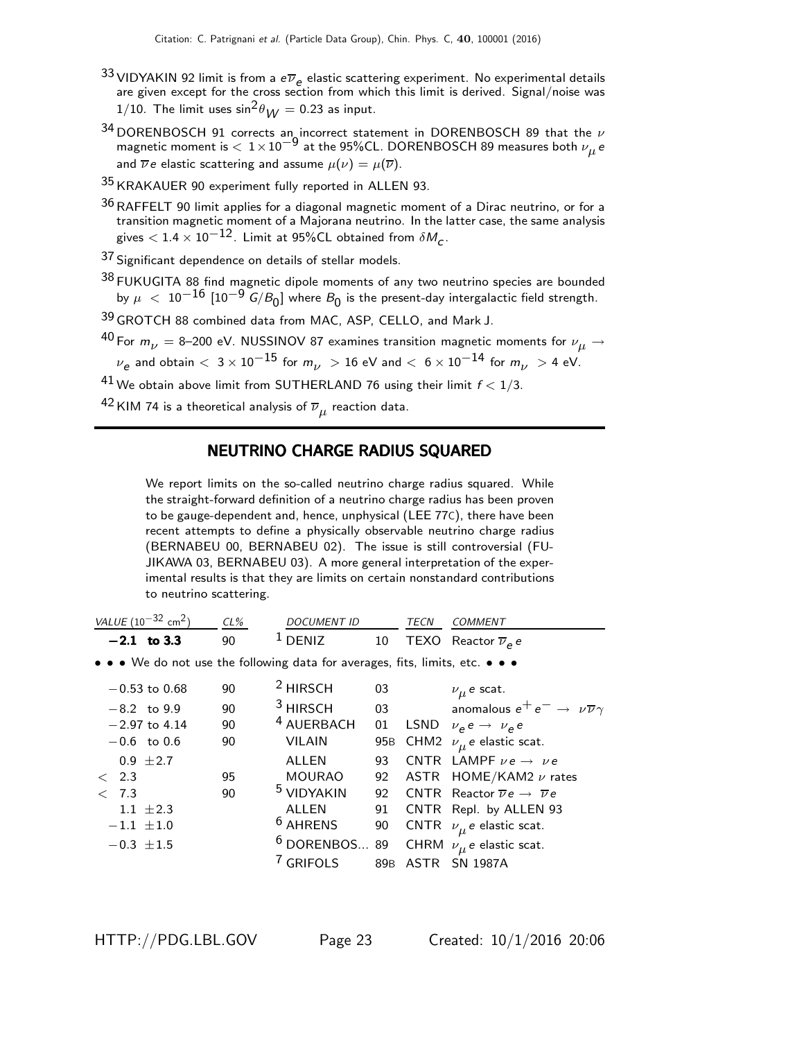[33] VIDYAKIN 92 limit is from a $e\overline{\nu}_e$ elastic scattering experiment. No experimental details are given except for the cross section from which this limit is derived. Signal/noise was 1/10. The limit uses $\sin^2\theta_W = 0.23$ as input.

[34] DORENBOSCH 91 corrects an incorrect statement in DORENBOSCH 89 that the $\nu$ magnetic moment is $< 1\times10^{-9}$ at the 95%CL. DORENBOSCH 89 measures both $\nu_\mu e$ and $\overline{\nu}e$ elastic scattering and assume $\mu(\nu) = \mu(\overline{\nu})$.

[35] KRAKAUER 90 experiment fully reported in ALLEN 93.

[36] RAFFELT 90 limit applies for a diagonal magnetic moment of a Dirac neutrino, or for a transition magnetic moment of a Majorana neutrino. In the latter case, the same analysis gives $< 1.4 \times 10^{-12}$. Limit at 95%CL obtained from $\delta M_c$.

[37] Significant dependence on details of stellar models.

[38] FUKUGITA 88 find magnetic dipole moments of any two neutrino species are bounded by $\mu < 10^{-16}$ $[10^{-9}\ G/B_0]$ where $B_0$ is the present-day intergalactic field strength.

[39] GROTCH 88 combined data from MAC, ASP, CELLO, and Mark J.

[40] For $m_\nu$ = 8–200 eV. NUSSINOV 87 examines transition magnetic moments for $\nu_\mu \rightarrow \nu_e$ and obtain $< 3\times10^{-15}$ for $m_\nu > 16$ eV and $< 6\times10^{-14}$ for $m_\nu > 4$ eV.

[41] We obtain above limit from SUTHERLAND 76 using their limit $f < 1/3$.

[42] KIM 74 is a theoretical analysis of $\overline{\nu}_\mu$ reaction data.

## NEUTRINO CHARGE RADIUS SQUARED

We report limits on the so-called neutrino charge radius squared. While the straight-forward definition of a neutrino charge radius has been proven to be gauge-dependent and, hence, unphysical (LEE 77C), there have been recent attempts to define a physically observable neutrino charge radius (BERNABEU 00, BERNABEU 02). The issue is still controversial (FUJIKAWA 03, BERNABEU 03). A more general interpretation of the experimental results is that they are limits on certain nonstandard contributions to neutrino scattering.

| *VALUE* ($10^{-32}$ cm$^2$) | *CL%* | *DOCUMENT ID* | | *TECN* | *COMMENT* |
|---|---|---|---|---|---|
| **−2.1 to 3.3** | 90 | [1] DENIZ | 10 | TEXO | Reactor $\overline{\nu}_e e$ |
| • • • We do not use the following data for averages, fits, limits, etc. • • • | | | | | |
| −0.53 to 0.68 | 90 | [2] HIRSCH | 03 | | $\nu_\mu e$ scat. |
| −8.2 to 9.9 | 90 | [3] HIRSCH | 03 | | anomalous $e^+e^- \rightarrow \nu\overline{\nu}\gamma$ |
| −2.97 to 4.14 | 90 | [4] AUERBACH | 01 | LSND | $\nu_e e \rightarrow \nu_e e$ |
| −0.6 to 0.6 | 90 | VILAIN | 95B | CHM2 | $\nu_\mu e$ elastic scat. |
| 0.9 ±2.7 | | ALLEN | 93 | CNTR | LAMPF $\nu e \rightarrow \nu e$ |
| < 2.3 | 95 | MOURAO | 92 | ASTR | HOME/KAM2 $\nu$ rates |
| < 7.3 | 90 | [5] VIDYAKIN | 92 | CNTR | Reactor $\overline{\nu}e \rightarrow \overline{\nu}e$ |
| 1.1 ±2.3 | | ALLEN | 91 | CNTR | Repl. by ALLEN 93 |
| −1.1 ±1.0 | | [6] AHRENS | 90 | CNTR | $\nu_\mu e$ elastic scat. |
| −0.3 ±1.5 | | [6] DORENBOS... | 89 | CHRM | $\nu_\mu e$ elastic scat. |
| | | [7] GRIFOLS | 89B | ASTR | SN 1987A |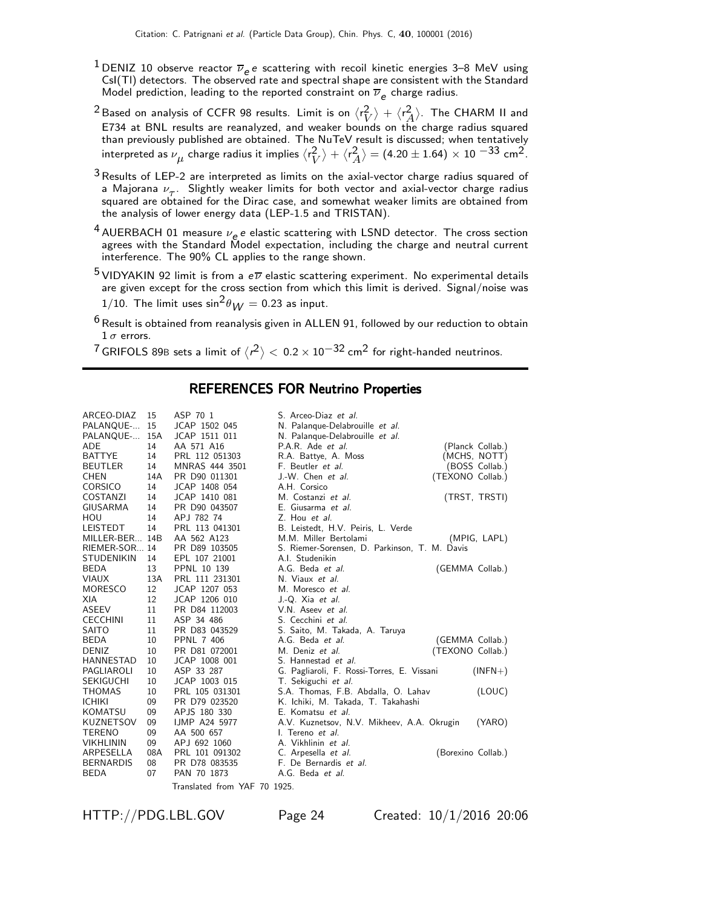[1] DENIZ 10 observe reactor $\overline{\nu}_e e$ scattering with recoil kinetic energies 3–8 MeV using CsI(Tl) detectors. The observed rate and spectral shape are consistent with the Standard Model prediction, leading to the reported constraint on $\overline{\nu}_e$ charge radius.

[2] Based on analysis of CCFR 98 results. Limit is on $\langle r_V^2 \rangle + \langle r_A^2 \rangle$. The CHARM II and E734 at BNL results are reanalyzed, and weaker bounds on the charge radius squared than previously published are obtained. The NuTeV result is discussed; when tentatively interpreted as $\nu_\mu$ charge radius it implies $\langle r_V^2 \rangle + \langle r_A^2 \rangle = (4.20 \pm 1.64) \times 10^{-33}$ cm$^2$.

[3] Results of LEP-2 are interpreted as limits on the axial-vector charge radius squared of a Majorana $\nu_\tau$. Slightly weaker limits for both vector and axial-vector charge radius squared are obtained for the Dirac case, and somewhat weaker limits are obtained from the analysis of lower energy data (LEP-1.5 and TRISTAN).

[4] AUERBACH 01 measure $\nu_e e$ elastic scattering with LSND detector. The cross section agrees with the Standard Model expectation, including the charge and neutral current interference. The 90% CL applies to the range shown.

[5] VIDYAKIN 92 limit is from a $e\overline{\nu}$ elastic scattering experiment. No experimental details are given except for the cross section from which this limit is derived. Signal/noise was 1/10. The limit uses $\sin^2\theta_W = 0.23$ as input.

[6] Result is obtained from reanalysis given in ALLEN 91, followed by our reduction to obtain $1\,\sigma$ errors.

[7] GRIFOLS 89B sets a limit of $\langle r^2 \rangle < 0.2 \times 10^{-32}$ cm$^2$ for right-handed neutrinos.

## REFERENCES FOR Neutrino Properties

| | | | | |
|---|---|---|---|---|
| ARCEO-DIAZ | 15 | ASP 70 1 | S. Arceo-Diaz *et al.* | |
| PALANQUE-... | 15 | JCAP 1502 045 | N. Palanque-Delabrouille *et al.* | |
| PALANQUE-... | 15A | JCAP 1511 011 | N. Palanque-Delabrouille *et al.* | |
| ADE | 14 | AA 571 A16 | P.A.R. Ade *et al.* | (Planck Collab.) |
| BATTYE | 14 | PRL 112 051303 | R.A. Battye, A. Moss | (MCHS, NOTT) |
| BEUTLER | 14 | MNRAS 444 3501 | F. Beutler *et al.* | (BOSS Collab.) |
| CHEN | 14A | PR D90 011301 | J.-W. Chen *et al.* | (TEXONO Collab.) |
| CORSICO | 14 | JCAP 1408 054 | A.H. Corsico | |
| COSTANZI | 14 | JCAP 1410 081 | M. Costanzi *et al.* | (TRST, TRSTI) |
| GIUSARMA | 14 | PR D90 043507 | E. Giusarma *et al.* | |
| HOU | 14 | APJ 782 74 | Z. Hou *et al.* | |
| LEISTEDT | 14 | PRL 113 041301 | B. Leistedt, H.V. Peiris, L. Verde | |
| MILLER-BER... | 14B | AA 562 A123 | M.M. Miller Bertolami | (MPIG, LAPL) |
| RIEMER-SOR... | 14 | PR D89 103505 | S. Riemer-Sorensen, D. Parkinson, T. M. Davis | |
| STUDENIKIN | 14 | EPL 107 21001 | A.I. Studenikin | |
| BEDA | 13 | PPNL 10 139 | A.G. Beda *et al.* | (GEMMA Collab.) |
| VIAUX | 13A | PRL 111 231301 | N. Viaux *et al.* | |
| MORESCO | 12 | JCAP 1207 053 | M. Moresco *et al.* | |
| XIA | 12 | JCAP 1206 010 | J.-Q. Xia *et al.* | |
| ASEEV | 11 | PR D84 112003 | V.N. Aseev *et al.* | |
| CECCHINI | 11 | ASP 34 486 | S. Cecchini *et al.* | |
| SAITO | 11 | PR D83 043529 | S. Saito, M. Takada, A. Taruya | |
| BEDA | 10 | PPNL 7 406 | A.G. Beda *et al.* | (GEMMA Collab.) |
| DENIZ | 10 | PR D81 072001 | M. Deniz *et al.* | (TEXONO Collab.) |
| HANNESTAD | 10 | JCAP 1008 001 | S. Hannestad *et al.* | |
| PAGLIAROLI | 10 | ASP 33 287 | G. Pagliaroli, F. Rossi-Torres, E. Vissani | (INFN+) |
| SEKIGUCHI | 10 | JCAP 1003 015 | T. Sekiguchi *et al.* | |
| THOMAS | 10 | PRL 105 031301 | S.A. Thomas, F.B. Abdalla, O. Lahav | (LOUC) |
| ICHIKI | 09 | PR D79 023520 | K. Ichiki, M. Takada, T. Takahashi | |
| KOMATSU | 09 | APJS 180 330 | E. Komatsu *et al.* | |
| KUZNETSOV | 09 | IJMP A24 5977 | A.V. Kuznetsov, N.V. Mikheev, A.A. Okrugin | (YARO) |
| TERENO | 09 | AA 500 657 | I. Tereno *et al.* | |
| VIKHLININ | 09 | APJ 692 1060 | A. Vikhlinin *et al.* | |
| ARPESELLA | 08A | PRL 101 091302 | C. Arpesella *et al.* | (Borexino Collab.) |
| BERNARDIS | 08 | PR D78 083535 | F. De Bernardis *et al.* | |
| BEDA | 07 | PAN 70 1873 | A.G. Beda *et al.* | |
| | | Translated from YAF 70 1925. | | |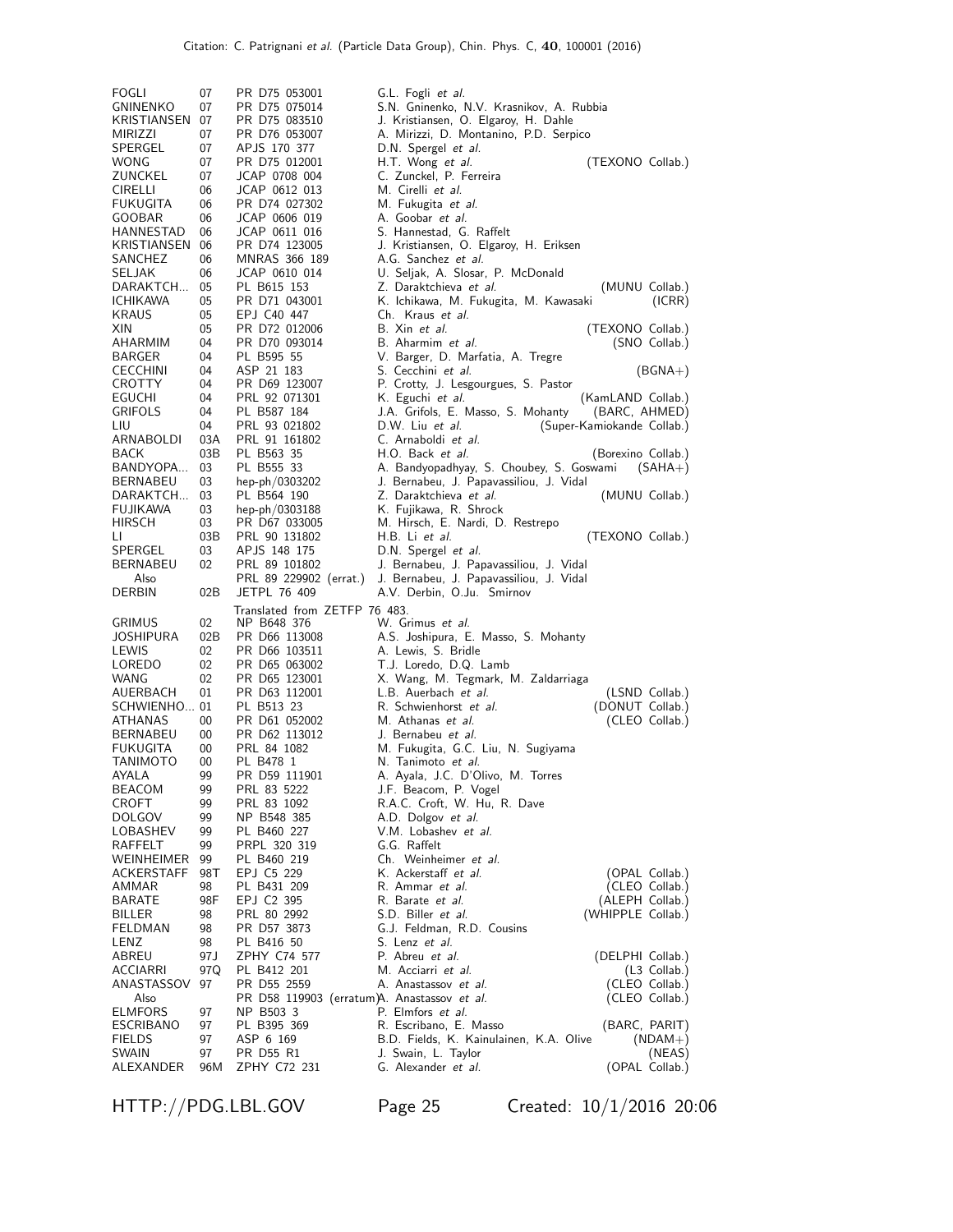| | | | | |
|---|---|---|---|---|
| FOGLI | 07 | PR D75 053001 | G.L. Fogli *et al.* | |
| GNINENKO | 07 | PR D75 075014 | S.N. Gninenko, N.V. Krasnikov, A. Rubbia | |
| KRISTIANSEN | 07 | PR D75 083510 | J. Kristiansen, O. Elgaroy, H. Dahle | |
| MIRIZZI | 07 | PR D76 053007 | A. Mirizzi, D. Montanino, P.D. Serpico | |
| SPERGEL | 07 | APJS 170 377 | D.N. Spergel *et al.* | |
| WONG | 07 | PR D75 012001 | H.T. Wong *et al.* | (TEXONO Collab.) |
| ZUNCKEL | 07 | JCAP 0708 004 | C. Zunckel, P. Ferreira | |
| CIRELLI | 06 | JCAP 0612 013 | M. Cirelli *et al.* | |
| FUKUGITA | 06 | PR D74 027302 | M. Fukugita *et al.* | |
| GOOBAR | 06 | JCAP 0606 019 | A. Goobar *et al.* | |
| HANNESTAD | 06 | JCAP 0611 016 | S. Hannestad, G. Raffelt | |
| KRISTIANSEN | 06 | PR D74 123005 | J. Kristiansen, O. Elgaroy, H. Eriksen | |
| SANCHEZ | 06 | MNRAS 366 189 | A.G. Sanchez *et al.* | |
| SELJAK | 06 | JCAP 0610 014 | U. Seljak, A. Slosar, P. McDonald | |
| DARAKTCH... | 05 | PL B615 153 | Z. Daraktchieva *et al.* | (MUNU Collab.) |
| ICHIKAWA | 05 | PR D71 043001 | K. Ichikawa, M. Fukugita, M. Kawasaki | (ICRR) |
| KRAUS | 05 | EPJ C40 447 | Ch. Kraus *et al.* | |
| XIN | 05 | PR D72 012006 | B. Xin *et al.* | (TEXONO Collab.) |
| AHARMIM | 04 | PR D70 093014 | B. Aharmim *et al.* | (SNO Collab.) |
| BARGER | 04 | PL B595 55 | V. Barger, D. Marfatia, A. Tregre | |
| CECCHINI | 04 | ASP 21 183 | S. Cecchini *et al.* | (BGNA+) |
| CROTTY | 04 | PR D69 123007 | P. Crotty, J. Lesgourgues, S. Pastor | |
| EGUCHI | 04 | PRL 92 071301 | K. Eguchi *et al.* | (KamLAND Collab.) |
| GRIFOLS | 04 | PL B587 184 | J.A. Grifols, E. Masso, S. Mohanty | (BARC, AHMED) |
| LIU | 04 | PRL 93 021802 | D.W. Liu *et al.* | (Super-Kamiokande Collab.) |
| ARNABOLDI | 03A | PRL 91 161802 | C. Arnaboldi *et al.* | |
| BACK | 03B | PL B563 35 | H.O. Back *et al.* | (Borexino Collab.) |
| BANDYOPA... | 03 | PL B555 33 | A. Bandyopadhyay, S. Choubey, S. Goswami | (SAHA+) |
| BERNABEU | 03 | hep-ph/0303202 | J. Bernabeu, J. Papavassiliou, J. Vidal | |
| DARAKTCH... | 03 | PL B564 190 | Z. Daraktchieva *et al.* | (MUNU Collab.) |
| FUJIKAWA | 03 | hep-ph/0303188 | K. Fujikawa, R. Shrock | |
| HIRSCH | 03 | PR D67 033005 | M. Hirsch, E. Nardi, D. Restrepo | |
| LI | 03B | PRL 90 131802 | H.B. Li *et al.* | (TEXONO Collab.) |
| SPERGEL | 03 | APJS 148 175 | D.N. Spergel *et al.* | |
| BERNABEU | 02 | PRL 89 101802 | J. Bernabeu, J. Papavassiliou, J. Vidal | |
| Also | | PRL 89 229902 (errat.) | J. Bernabeu, J. Papavassiliou, J. Vidal | |
| DERBIN | 02B | JETPL 76 409 | A.V. Derbin, O.Ju. Smirnov | |
| | | Translated from ZETFP 76 483. | | |
| GRIMUS | 02 | NP B648 376 | W. Grimus *et al.* | |
| JOSHIPURA | 02B | PR D66 113008 | A.S. Joshipura, E. Masso, S. Mohanty | |
| LEWIS | 02 | PR D66 103511 | A. Lewis, S. Bridle | |
| LOREDO | 02 | PR D65 063002 | T.J. Loredo, D.Q. Lamb | |
| WANG | 02 | PR D65 123001 | X. Wang, M. Tegmark, M. Zaldarriaga | |
| AUERBACH | 01 | PR D63 112001 | L.B. Auerbach *et al.* | (LSND Collab.) |
| SCHWIENHO... | 01 | PL B513 23 | R. Schwienhorst *et al.* | (DONUT Collab.) |
| ATHANAS | 00 | PR D61 052002 | M. Athanas *et al.* | (CLEO Collab.) |
| BERNABEU | 00 | PR D62 113012 | J. Bernabeu *et al.* | |
| FUKUGITA | 00 | PRL 84 1082 | M. Fukugita, G.C. Liu, N. Sugiyama | |
| TANIMOTO | 00 | PL B478 1 | N. Tanimoto *et al.* | |
| AYALA | 99 | PR D59 111901 | A. Ayala, J.C. D'Olivo, M. Torres | |
| BEACOM | 99 | PRL 83 5222 | J.F. Beacom, P. Vogel | |
| CROFT | 99 | PRL 83 1092 | R.A.C. Croft, W. Hu, R. Dave | |
| DOLGOV | 99 | NP B548 385 | A.D. Dolgov *et al.* | |
| LOBASHEV | 99 | PL B460 227 | V.M. Lobashev *et al.* | |
| RAFFELT | 99 | PRPL 320 319 | G.G. Raffelt | |
| WEINHEIMER | 99 | PL B460 219 | Ch. Weinheimer *et al.* | |
| ACKERSTAFF | 98T | EPJ C5 229 | K. Ackerstaff *et al.* | (OPAL Collab.) |
| AMMAR | 98 | PL B431 209 | R. Ammar *et al.* | (CLEO Collab.) |
| BARATE | 98F | EPJ C2 395 | R. Barate *et al.* | (ALEPH Collab.) |
| BILLER | 98 | PRL 80 2992 | S.D. Biller *et al.* | (WHIPPLE Collab.) |
| FELDMAN | 98 | PR D57 3873 | G.J. Feldman, R.D. Cousins | |
| LENZ | 98 | PL B416 50 | S. Lenz *et al.* | |
| ABREU | 97J | ZPHY C74 577 | P. Abreu *et al.* | (DELPHI Collab.) |
| ACCIARRI | 97Q | PL B412 201 | M. Acciarri *et al.* | (L3 Collab.) |
| ANASTASSOV | 97 | PR D55 2559 | A. Anastassov *et al.* | (CLEO Collab.) |
| Also | | PR D58 119903 (erratum) | A. Anastassov *et al.* | (CLEO Collab.) |
| ELMFORS | 97 | NP B503 3 | P. Elmfors *et al.* | |
| ESCRIBANO | 97 | PL B395 369 | R. Escribano, E. Masso | (BARC, PARIT) |
| FIELDS | 97 | ASP 6 169 | B.D. Fields, K. Kainulainen, K.A. Olive | (NDAM+) |
| SWAIN | 97 | PR D55 R1 | J. Swain, L. Taylor | (NEAS) |
| ALEXANDER | 96M | ZPHY C72 231 | G. Alexander *et al.* | (OPAL Collab.) |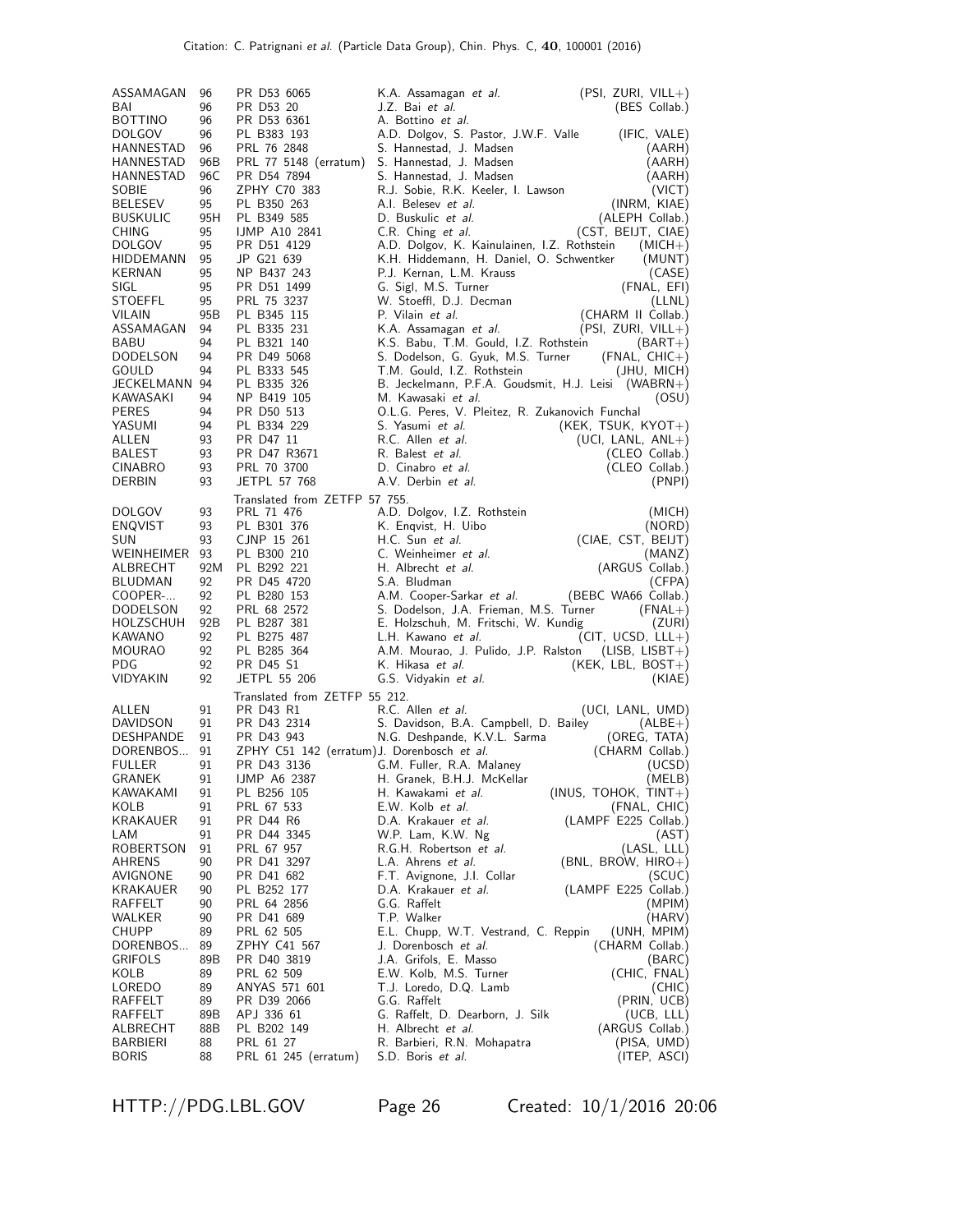| | | | | |
|---|---|---|---|---|
| ASSAMAGAN | 96 | PR D53 6065 | K.A. Assamagan *et al.* | (PSI, ZURI, VILL+) |
| BAI | 96 | PR D53 20 | J.Z. Bai *et al.* | (BES Collab.) |
| BOTTINO | 96 | PR D53 6361 | A. Bottino *et al.* | |
| DOLGOV | 96 | PL B383 193 | A.D. Dolgov, S. Pastor, J.W.F. Valle | (IFIC, VALE) |
| HANNESTAD | 96 | PRL 76 2848 | S. Hannestad, J. Madsen | (AARH) |
| HANNESTAD | 96B | PRL 77 5148 (erratum) | S. Hannestad, J. Madsen | (AARH) |
| HANNESTAD | 96C | PR D54 7894 | S. Hannestad, J. Madsen | (AARH) |
| SOBIE | 96 | ZPHY C70 383 | R.J. Sobie, R.K. Keeler, I. Lawson | (VICT) |
| BELESEV | 95 | PL B350 263 | A.I. Belesev *et al.* | (INRM, KIAE) |
| BUSKULIC | 95H | PL B349 585 | D. Buskulic *et al.* | (ALEPH Collab.) |
| CHING | 95 | IJMP A10 2841 | C.R. Ching *et al.* | (CST, BEIJT, CIAE) |
| DOLGOV | 95 | PR D51 4129 | A.D. Dolgov, K. Kainulainen, I.Z. Rothstein | (MICH+) |
| HIDDEMANN | 95 | JP G21 639 | K.H. Hiddemann, H. Daniel, O. Schwentker | (MUNT) |
| KERNAN | 95 | NP B437 243 | P.J. Kernan, L.M. Krauss | (CASE) |
| SIGL | 95 | PR D51 1499 | G. Sigl, M.S. Turner | (FNAL, EFI) |
| STOEFFL | 95 | PRL 75 3237 | W. Stoeffl, D.J. Decman | (LLNL) |
| VILAIN | 95B | PL B345 115 | P. Vilain *et al.* | (CHARM II Collab.) |
| ASSAMAGAN | 94 | PL B335 231 | K.A. Assamagan *et al.* | (PSI, ZURI, VILL+) |
| BABU | 94 | PL B321 140 | K.S. Babu, T.M. Gould, I.Z. Rothstein | (BART+) |
| DODELSON | 94 | PR D49 5068 | S. Dodelson, G. Gyuk, M.S. Turner | (FNAL, CHIC+) |
| GOULD | 94 | PL B333 545 | T.M. Gould, I.Z. Rothstein | (JHU, MICH) |
| JECKELMANN | 94 | PL B335 326 | B. Jeckelmann, P.F.A. Goudsmit, H.J. Leisi | (WABRN+) |
| KAWASAKI | 94 | NP B419 105 | M. Kawasaki *et al.* | (OSU) |
| PERES | 94 | PR D50 513 | O.L.G. Peres, V. Pleitez, R. Zukanovich Funchal | |
| YASUMI | 94 | PL B334 229 | S. Yasumi *et al.* | (KEK, TSUK, KYOT+) |
| ALLEN | 93 | PR D47 11 | R.C. Allen *et al.* | (UCI, LANL, ANL+) |
| BALEST | 93 | PR D47 R3671 | R. Balest *et al.* | (CLEO Collab.) |
| CINABRO | 93 | PRL 70 3700 | D. Cinabro *et al.* | (CLEO Collab.) |
| DERBIN | 93 | JETPL 57 768 | A.V. Derbin *et al.* | (PNPI) |
| | | Translated from ZETFP 57 755. | | |
| DOLGOV | 93 | PRL 71 476 | A.D. Dolgov, I.Z. Rothstein | (MICH) |
| ENQVIST | 93 | PL B301 376 | K. Enqvist, H. Uibo | (NORD) |
| SUN | 93 | CJNP 15 261 | H.C. Sun *et al.* | (CIAE, CST, BEIJT) |
| WEINHEIMER | 93 | PL B300 210 | C. Weinheimer *et al.* | (MANZ) |
| ALBRECHT | 92M | PL B292 221 | H. Albrecht *et al.* | (ARGUS Collab.) |
| BLUDMAN | 92 | PR D45 4720 | S.A. Bludman | (CFPA) |
| COOPER-... | 92 | PL B280 153 | A.M. Cooper-Sarkar *et al.* | (BEBC WA66 Collab.) |
| DODELSON | 92 | PRL 68 2572 | S. Dodelson, J.A. Frieman, M.S. Turner | (FNAL+) |
| HOLZSCHUH | 92B | PL B287 381 | E. Holzschuh, M. Fritschi, W. Kundig | (ZURI) |
| KAWANO | 92 | PL B275 487 | L.H. Kawano *et al.* | (CIT, UCSD, LLL+) |
| MOURAO | 92 | PL B285 364 | A.M. Mourao, J. Pulido, J.P. Ralston | (LISB, LISBT+) |
| PDG | 92 | PR D45 S1 | K. Hikasa *et al.* | (KEK, LBL, BOST+) |
| VIDYAKIN | 92 | JETPL 55 206 | G.S. Vidyakin *et al.* | (KIAE) |
| | | Translated from ZETFP 55 212. | | |
| ALLEN | 91 | PR D43 R1 | R.C. Allen *et al.* | (UCI, LANL, UMD) |
| DAVIDSON | 91 | PR D43 2314 | S. Davidson, B.A. Campbell, D. Bailey | (ALBE+) |
| DESHPANDE | 91 | PR D43 943 | N.G. Deshpande, K.V.L. Sarma | (OREG, TATA) |
| DORENBOS... | 91 | ZPHY C51 142 (erratum) | J. Dorenbosch *et al.* | (CHARM Collab.) |
| FULLER | 91 | PR D43 3136 | G.M. Fuller, R.A. Malaney | (UCSD) |
| GRANEK | 91 | IJMP A6 2387 | H. Granek, B.H.J. McKellar | (MELB) |
| KAWAKAMI | 91 | PL B256 105 | H. Kawakami *et al.* | (INUS, TOHOK, TINT+) |
| KOLB | 91 | PRL 67 533 | E.W. Kolb *et al.* | (FNAL, CHIC) |
| KRAKAUER | 91 | PR D44 R6 | D.A. Krakauer *et al.* | (LAMPF E225 Collab.) |
| LAM | 91 | PR D44 3345 | W.P. Lam, K.W. Ng | (AST) |
| ROBERTSON | 91 | PRL 67 957 | R.G.H. Robertson *et al.* | (LASL, LLL) |
| AHRENS | 90 | PR D41 3297 | L.A. Ahrens *et al.* | (BNL, BROW, HIRO+) |
| AVIGNONE | 90 | PR D41 682 | F.T. Avignone, J.I. Collar | (SCUC) |
| KRAKAUER | 90 | PL B252 177 | D.A. Krakauer *et al.* | (LAMPF E225 Collab.) |
| RAFFELT | 90 | PRL 64 2856 | G.G. Raffelt | (MPIM) |
| WALKER | 90 | PR D41 689 | T.P. Walker | (HARV) |
| CHUPP | 89 | PRL 62 505 | E.L. Chupp, W.T. Vestrand, C. Reppin | (UNH, MPIM) |
| DORENBOS... | 89 | ZPHY C41 567 | J. Dorenbosch *et al.* | (CHARM Collab.) |
| GRIFOLS | 89B | PR D40 3819 | J.A. Grifols, E. Masso | (BARC) |
| KOLB | 89 | PRL 62 509 | E.W. Kolb, M.S. Turner | (CHIC, FNAL) |
| LOREDO | 89 | ANYAS 571 601 | T.J. Loredo, D.Q. Lamb | (CHIC) |
| RAFFELT | 89 | PR D39 2066 | G.G. Raffelt | (PRIN, UCB) |
| RAFFELT | 89B | APJ 336 61 | G. Raffelt, D. Dearborn, J. Silk | (UCB, LLL) |
| ALBRECHT | 88B | PL B202 149 | H. Albrecht *et al.* | (ARGUS Collab.) |
| BARBIERI | 88 | PRL 61 27 | R. Barbieri, R.N. Mohapatra | (PISA, UMD) |
| BORIS | 88 | PRL 61 245 (erratum) | S.D. Boris *et al.* | (ITEP, ASCI) |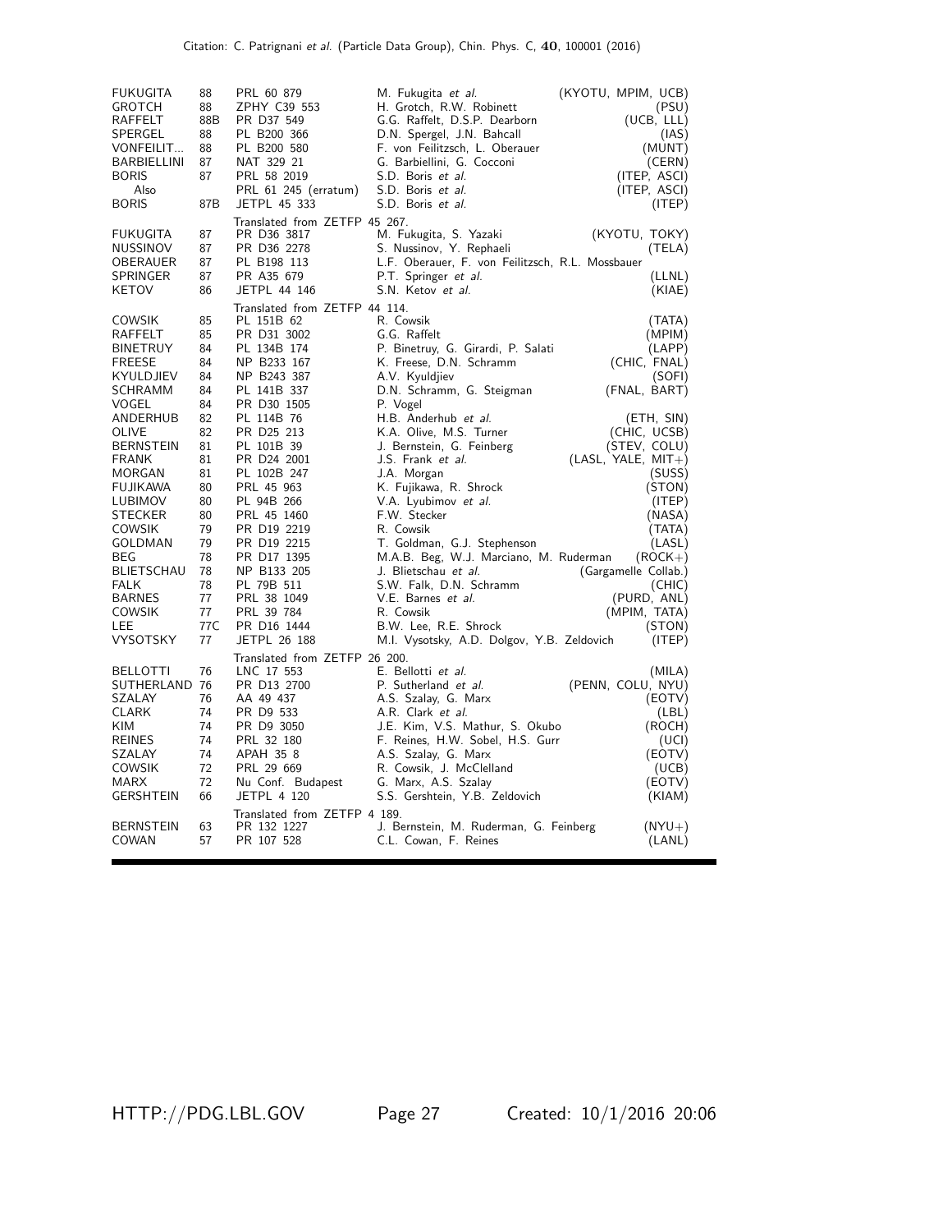| | | | | |
|---|---|---|---|---|
| FUKUGITA | 88 | PRL 60 879 | M. Fukugita *et al.* | (KYOTU, MPIM, UCB) |
| GROTCH | 88 | ZPHY C39 553 | H. Grotch, R.W. Robinett | (PSU) |
| RAFFELT | 88B | PR D37 549 | G.G. Raffelt, D.S.P. Dearborn | (UCB, LLL) |
| SPERGEL | 88 | PL B200 366 | D.N. Spergel, J.N. Bahcall | (IAS) |
| VONFEILIT... | 88 | PL B200 580 | F. von Feilitzsch, L. Oberauer | (MUNT) |
| BARBIELLINI | 87 | NAT 329 21 | G. Barbiellini, G. Cocconi | (CERN) |
| BORIS | 87 | PRL 58 2019 | S.D. Boris *et al.* | (ITEP, ASCI) |
| Also | | PRL 61 245 (erratum) | S.D. Boris *et al.* | (ITEP, ASCI) |
| BORIS | 87B | JETPL 45 333 | S.D. Boris *et al.* | (ITEP) |
| | | Translated from ZETFP 45 267. | | |
| FUKUGITA | 87 | PR D36 3817 | M. Fukugita, S. Yazaki | (KYOTU, TOKY) |
| NUSSINOV | 87 | PR D36 2278 | S. Nussinov, Y. Rephaeli | (TELA) |
| OBERAUER | 87 | PL B198 113 | L.F. Oberauer, F. von Feilitzsch, R.L. Mossbauer | |
| SPRINGER | 87 | PR A35 679 | P.T. Springer *et al.* | (LLNL) |
| KETOV | 86 | JETPL 44 146 | S.N. Ketov *et al.* | (KIAE) |
| | | Translated from ZETFP 44 114. | | |
| COWSIK | 85 | PL 151B 62 | R. Cowsik | (TATA) |
| RAFFELT | 85 | PR D31 3002 | G.G. Raffelt | (MPIM) |
| BINETRUY | 84 | PL 134B 174 | P. Binetruy, G. Girardi, P. Salati | (LAPP) |
| FREESE | 84 | NP B233 167 | K. Freese, D.N. Schramm | (CHIC, FNAL) |
| KYULDJIEV | 84 | NP B243 387 | A.V. Kyuldjiev | (SOFI) |
| SCHRAMM | 84 | PL 141B 337 | D.N. Schramm, G. Steigman | (FNAL, BART) |
| VOGEL | 84 | PR D30 1505 | P. Vogel | |
| ANDERHUB | 82 | PL 114B 76 | H.B. Anderhub *et al.* | (ETH, SIN) |
| OLIVE | 82 | PR D25 213 | K.A. Olive, M.S. Turner | (CHIC, UCSB) |
| BERNSTEIN | 81 | PL 101B 39 | J. Bernstein, G. Feinberg | (STEV, COLU) |
| FRANK | 81 | PR D24 2001 | J.S. Frank *et al.* | (LASL, YALE, MIT+) |
| MORGAN | 81 | PL 102B 247 | J.A. Morgan | (SUSS) |
| FUJIKAWA | 80 | PRL 45 963 | K. Fujikawa, R. Shrock | (STON) |
| LUBIMOV | 80 | PL 94B 266 | V.A. Lyubimov *et al.* | (ITEP) |
| STECKER | 80 | PRL 45 1460 | F.W. Stecker | (NASA) |
| COWSIK | 79 | PR D19 2219 | R. Cowsik | (TATA) |
| GOLDMAN | 79 | PR D19 2215 | T. Goldman, G.J. Stephenson | (LASL) |
| BEG | 78 | PR D17 1395 | M.A.B. Beg, W.J. Marciano, M. Ruderman | (ROCK+) |
| BLIETSCHAU | 78 | NP B133 205 | J. Blietschau *et al.* | (Gargamelle Collab.) |
| FALK | 78 | PL 79B 511 | S.W. Falk, D.N. Schramm | (CHIC) |
| BARNES | 77 | PRL 38 1049 | V.E. Barnes *et al.* | (PURD, ANL) |
| COWSIK | 77 | PRL 39 784 | R. Cowsik | (MPIM, TATA) |
| LEE | 77C | PR D16 1444 | B.W. Lee, R.E. Shrock | (STON) |
| VYSOTSKY | 77 | JETPL 26 188 | M.I. Vysotsky, A.D. Dolgov, Y.B. Zeldovich | (ITEP) |
| | | Translated from ZETFP 26 200. | | |
| BELLOTTI | 76 | LNC 17 553 | E. Bellotti *et al.* | (MILA) |
| SUTHERLAND | 76 | PR D13 2700 | P. Sutherland *et al.* | (PENN, COLU, NYU) |
| SZALAY | 76 | AA 49 437 | A.S. Szalay, G. Marx | (EOTV) |
| CLARK | 74 | PR D9 533 | A.R. Clark *et al.* | (LBL) |
| KIM | 74 | PR D9 3050 | J.E. Kim, V.S. Mathur, S. Okubo | (ROCH) |
| REINES | 74 | PRL 32 180 | F. Reines, H.W. Sobel, H.S. Gurr | (UCI) |
| SZALAY | 74 | APAH 35 8 | A.S. Szalay, G. Marx | (EOTV) |
| COWSIK | 72 | PRL 29 669 | R. Cowsik, J. McClelland | (UCB) |
| MARX | 72 | Nu Conf. Budapest | G. Marx, A.S. Szalay | (EOTV) |
| GERSHTEIN | 66 | JETPL 4 120 | S.S. Gershtein, Y.B. Zeldovich | (KIAM) |
| | | Translated from ZETFP 4 189. | | |
| BERNSTEIN | 63 | PR 132 1227 | J. Bernstein, M. Ruderman, G. Feinberg | (NYU+) |
| COWAN | 57 | PR 107 528 | C.L. Cowan, F. Reines | (LANL) |